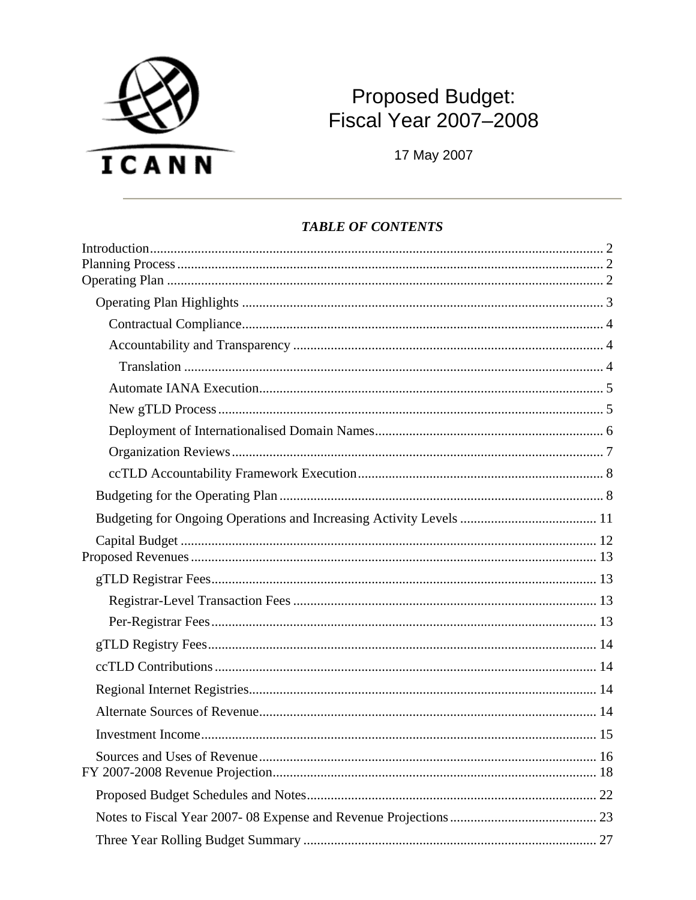ICANN

# Proposed Budget: Fiscal Year 2007–2008

17 May 2007

---

***TABLE OF CONTENTS***

- Introduction ..... 2
- Planning Process ..... 2
- Operating Plan ..... 2
  - Operating Plan Highlights ..... 3
    - Contractual Compliance ..... 4
    - Accountability and Transparency ..... 4
      - Translation ..... 4
    - Automate IANA Execution ..... 5
    - New gTLD Process ..... 5
    - Deployment of Internationalised Domain Names ..... 6
    - Organization Reviews ..... 7
    - ccTLD Accountability Framework Execution ..... 8
  - Budgeting for the Operating Plan ..... 8
  - Budgeting for Ongoing Operations and Increasing Activity Levels ..... 11
  - Capital Budget ..... 12
- Proposed Revenues ..... 13
  - gTLD Registrar Fees ..... 13
    - Registrar-Level Transaction Fees ..... 13
    - Per-Registrar Fees ..... 13
  - gTLD Registry Fees ..... 14
  - ccTLD Contributions ..... 14
  - Regional Internet Registries ..... 14
  - Alternate Sources of Revenue ..... 14
  - Investment Income ..... 15
  - Sources and Uses of Revenue ..... 16
- FY 2007-2008 Revenue Projection ..... 18
  - Proposed Budget Schedules and Notes ..... 22
  - Notes to Fiscal Year 2007- 08 Expense and Revenue Projections ..... 23
  - Three Year Rolling Budget Summary ..... 27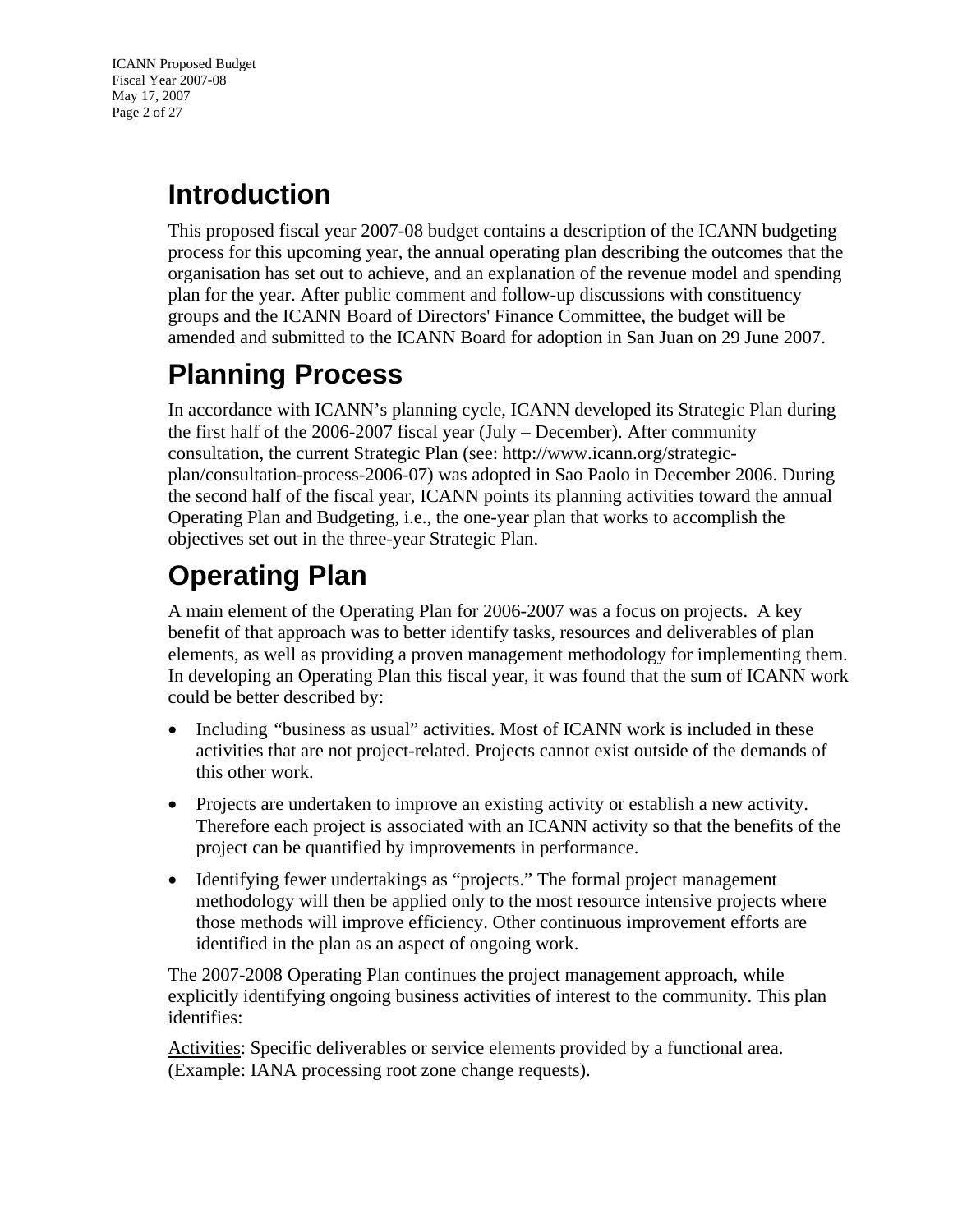# Introduction

This proposed fiscal year 2007-08 budget contains a description of the ICANN budgeting process for this upcoming year, the annual operating plan describing the outcomes that the organisation has set out to achieve, and an explanation of the revenue model and spending plan for the year. After public comment and follow-up discussions with constituency groups and the ICANN Board of Directors' Finance Committee, the budget will be amended and submitted to the ICANN Board for adoption in San Juan on 29 June 2007.

# Planning Process

In accordance with ICANN's planning cycle, ICANN developed its Strategic Plan during the first half of the 2006-2007 fiscal year (July – December). After community consultation, the current Strategic Plan (see: http://www.icann.org/strategic-plan/consultation-process-2006-07) was adopted in Sao Paolo in December 2006. During the second half of the fiscal year, ICANN points its planning activities toward the annual Operating Plan and Budgeting, i.e., the one-year plan that works to accomplish the objectives set out in the three-year Strategic Plan.

# Operating Plan

A main element of the Operating Plan for 2006-2007 was a focus on projects. A key benefit of that approach was to better identify tasks, resources and deliverables of plan elements, as well as providing a proven management methodology for implementing them. In developing an Operating Plan this fiscal year, it was found that the sum of ICANN work could be better described by:

- Including "business as usual" activities. Most of ICANN work is included in these activities that are not project-related. Projects cannot exist outside of the demands of this other work.
- Projects are undertaken to improve an existing activity or establish a new activity. Therefore each project is associated with an ICANN activity so that the benefits of the project can be quantified by improvements in performance.
- Identifying fewer undertakings as "projects." The formal project management methodology will then be applied only to the most resource intensive projects where those methods will improve efficiency. Other continuous improvement efforts are identified in the plan as an aspect of ongoing work.

The 2007-2008 Operating Plan continues the project management approach, while explicitly identifying ongoing business activities of interest to the community. This plan identifies:

<u>Activities</u>: Specific deliverables or service elements provided by a functional area. (Example: IANA processing root zone change requests).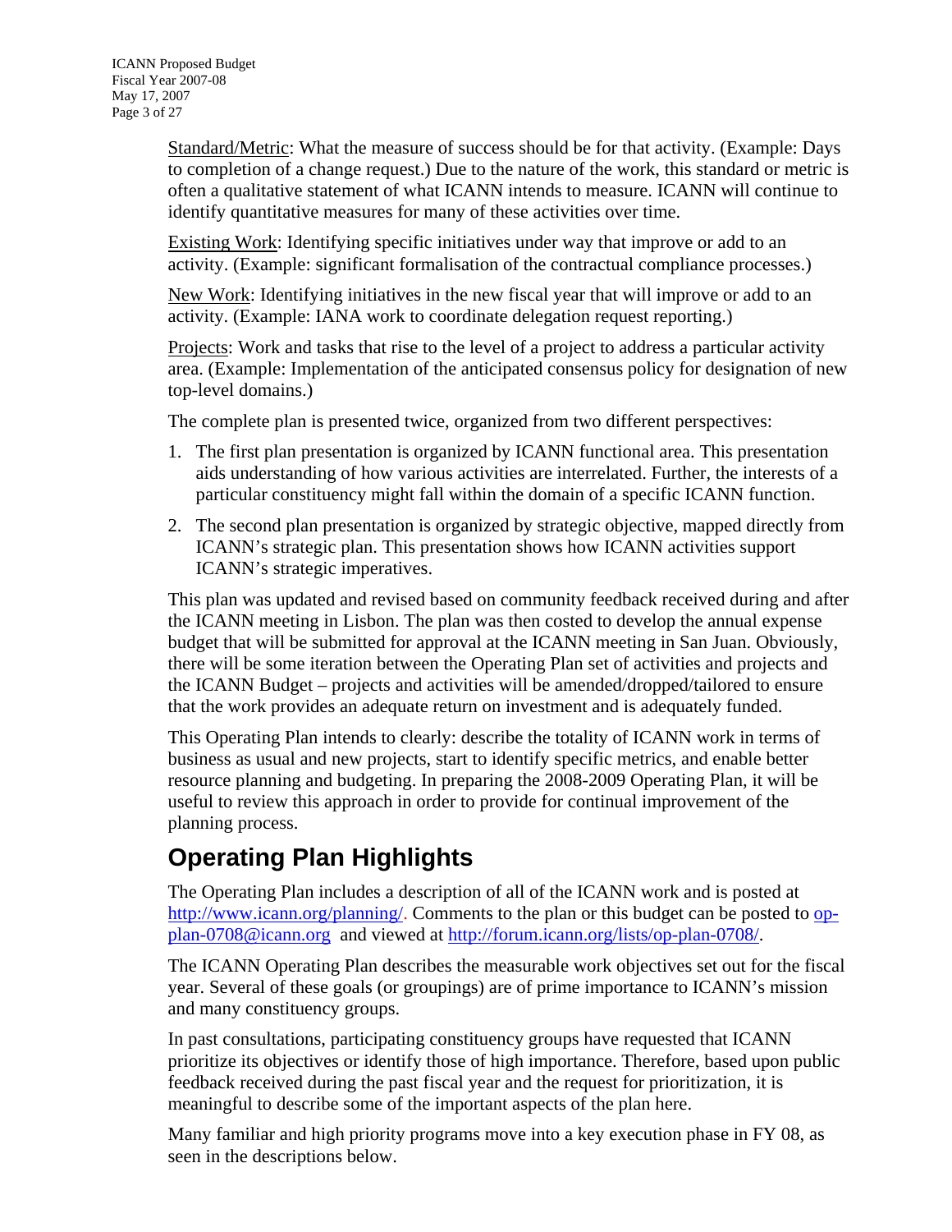Standard/Metric: What the measure of success should be for that activity. (Example: Days to completion of a change request.) Due to the nature of the work, this standard or metric is often a qualitative statement of what ICANN intends to measure. ICANN will continue to identify quantitative measures for many of these activities over time.

Existing Work: Identifying specific initiatives under way that improve or add to an activity. (Example: significant formalisation of the contractual compliance processes.)

New Work: Identifying initiatives in the new fiscal year that will improve or add to an activity. (Example: IANA work to coordinate delegation request reporting.)

Projects: Work and tasks that rise to the level of a project to address a particular activity area. (Example: Implementation of the anticipated consensus policy for designation of new top-level domains.)

The complete plan is presented twice, organized from two different perspectives:

1. The first plan presentation is organized by ICANN functional area. This presentation aids understanding of how various activities are interrelated. Further, the interests of a particular constituency might fall within the domain of a specific ICANN function.
2. The second plan presentation is organized by strategic objective, mapped directly from ICANN's strategic plan. This presentation shows how ICANN activities support ICANN's strategic imperatives.

This plan was updated and revised based on community feedback received during and after the ICANN meeting in Lisbon. The plan was then costed to develop the annual expense budget that will be submitted for approval at the ICANN meeting in San Juan. Obviously, there will be some iteration between the Operating Plan set of activities and projects and the ICANN Budget – projects and activities will be amended/dropped/tailored to ensure that the work provides an adequate return on investment and is adequately funded.

This Operating Plan intends to clearly: describe the totality of ICANN work in terms of business as usual and new projects, start to identify specific metrics, and enable better resource planning and budgeting. In preparing the 2008-2009 Operating Plan, it will be useful to review this approach in order to provide for continual improvement of the planning process.

## Operating Plan Highlights

The Operating Plan includes a description of all of the ICANN work and is posted at http://www.icann.org/planning/. Comments to the plan or this budget can be posted to op-plan-0708@icann.org and viewed at http://forum.icann.org/lists/op-plan-0708/.

The ICANN Operating Plan describes the measurable work objectives set out for the fiscal year. Several of these goals (or groupings) are of prime importance to ICANN's mission and many constituency groups.

In past consultations, participating constituency groups have requested that ICANN prioritize its objectives or identify those of high importance. Therefore, based upon public feedback received during the past fiscal year and the request for prioritization, it is meaningful to describe some of the important aspects of the plan here.

Many familiar and high priority programs move into a key execution phase in FY 08, as seen in the descriptions below.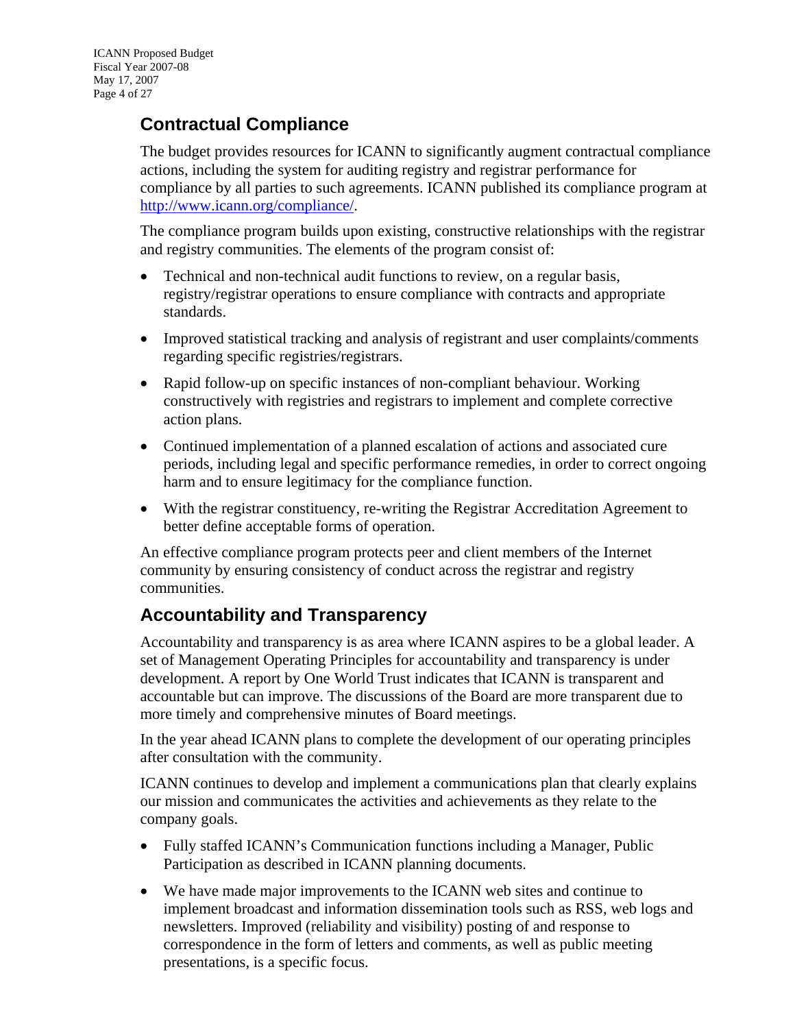## Contractual Compliance

The budget provides resources for ICANN to significantly augment contractual compliance actions, including the system for auditing registry and registrar performance for compliance by all parties to such agreements. ICANN published its compliance program at [http://www.icann.org/compliance/](http://www.icann.org/compliance/).

The compliance program builds upon existing, constructive relationships with the registrar and registry communities. The elements of the program consist of:

- Technical and non-technical audit functions to review, on a regular basis, registry/registrar operations to ensure compliance with contracts and appropriate standards.
- Improved statistical tracking and analysis of registrant and user complaints/comments regarding specific registries/registrars.
- Rapid follow-up on specific instances of non-compliant behaviour. Working constructively with registries and registrars to implement and complete corrective action plans.
- Continued implementation of a planned escalation of actions and associated cure periods, including legal and specific performance remedies, in order to correct ongoing harm and to ensure legitimacy for the compliance function.
- With the registrar constituency, re-writing the Registrar Accreditation Agreement to better define acceptable forms of operation.

An effective compliance program protects peer and client members of the Internet community by ensuring consistency of conduct across the registrar and registry communities.

## Accountability and Transparency

Accountability and transparency is as area where ICANN aspires to be a global leader. A set of Management Operating Principles for accountability and transparency is under development. A report by One World Trust indicates that ICANN is transparent and accountable but can improve. The discussions of the Board are more transparent due to more timely and comprehensive minutes of Board meetings.

In the year ahead ICANN plans to complete the development of our operating principles after consultation with the community.

ICANN continues to develop and implement a communications plan that clearly explains our mission and communicates the activities and achievements as they relate to the company goals.

- Fully staffed ICANN's Communication functions including a Manager, Public Participation as described in ICANN planning documents.
- We have made major improvements to the ICANN web sites and continue to implement broadcast and information dissemination tools such as RSS, web logs and newsletters. Improved (reliability and visibility) posting of and response to correspondence in the form of letters and comments, as well as public meeting presentations, is a specific focus.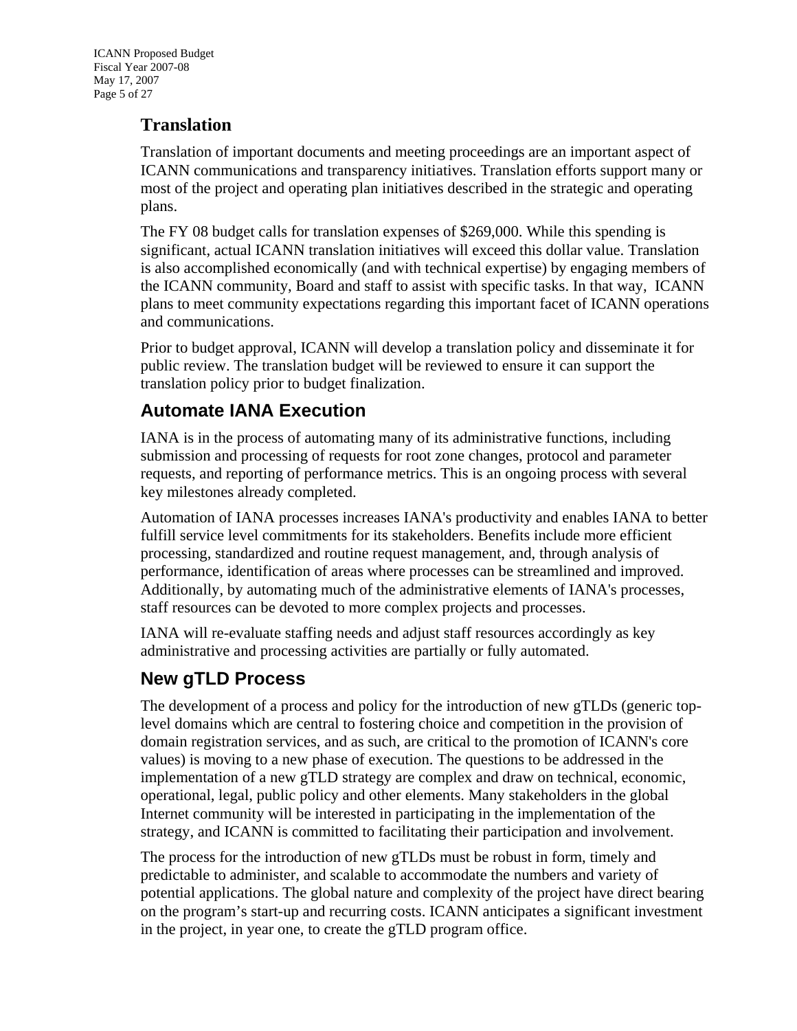## Translation

Translation of important documents and meeting proceedings are an important aspect of ICANN communications and transparency initiatives. Translation efforts support many or most of the project and operating plan initiatives described in the strategic and operating plans.

The FY 08 budget calls for translation expenses of $269,000. While this spending is significant, actual ICANN translation initiatives will exceed this dollar value. Translation is also accomplished economically (and with technical expertise) by engaging members of the ICANN community, Board and staff to assist with specific tasks. In that way, ICANN plans to meet community expectations regarding this important facet of ICANN operations and communications.

Prior to budget approval, ICANN will develop a translation policy and disseminate it for public review. The translation budget will be reviewed to ensure it can support the translation policy prior to budget finalization.

## Automate IANA Execution

IANA is in the process of automating many of its administrative functions, including submission and processing of requests for root zone changes, protocol and parameter requests, and reporting of performance metrics. This is an ongoing process with several key milestones already completed.

Automation of IANA processes increases IANA's productivity and enables IANA to better fulfill service level commitments for its stakeholders. Benefits include more efficient processing, standardized and routine request management, and, through analysis of performance, identification of areas where processes can be streamlined and improved. Additionally, by automating much of the administrative elements of IANA's processes, staff resources can be devoted to more complex projects and processes.

IANA will re-evaluate staffing needs and adjust staff resources accordingly as key administrative and processing activities are partially or fully automated.

## New gTLD Process

The development of a process and policy for the introduction of new gTLDs (generic top-level domains which are central to fostering choice and competition in the provision of domain registration services, and as such, are critical to the promotion of ICANN's core values) is moving to a new phase of execution. The questions to be addressed in the implementation of a new gTLD strategy are complex and draw on technical, economic, operational, legal, public policy and other elements. Many stakeholders in the global Internet community will be interested in participating in the implementation of the strategy, and ICANN is committed to facilitating their participation and involvement.

The process for the introduction of new gTLDs must be robust in form, timely and predictable to administer, and scalable to accommodate the numbers and variety of potential applications. The global nature and complexity of the project have direct bearing on the program's start-up and recurring costs. ICANN anticipates a significant investment in the project, in year one, to create the gTLD program office.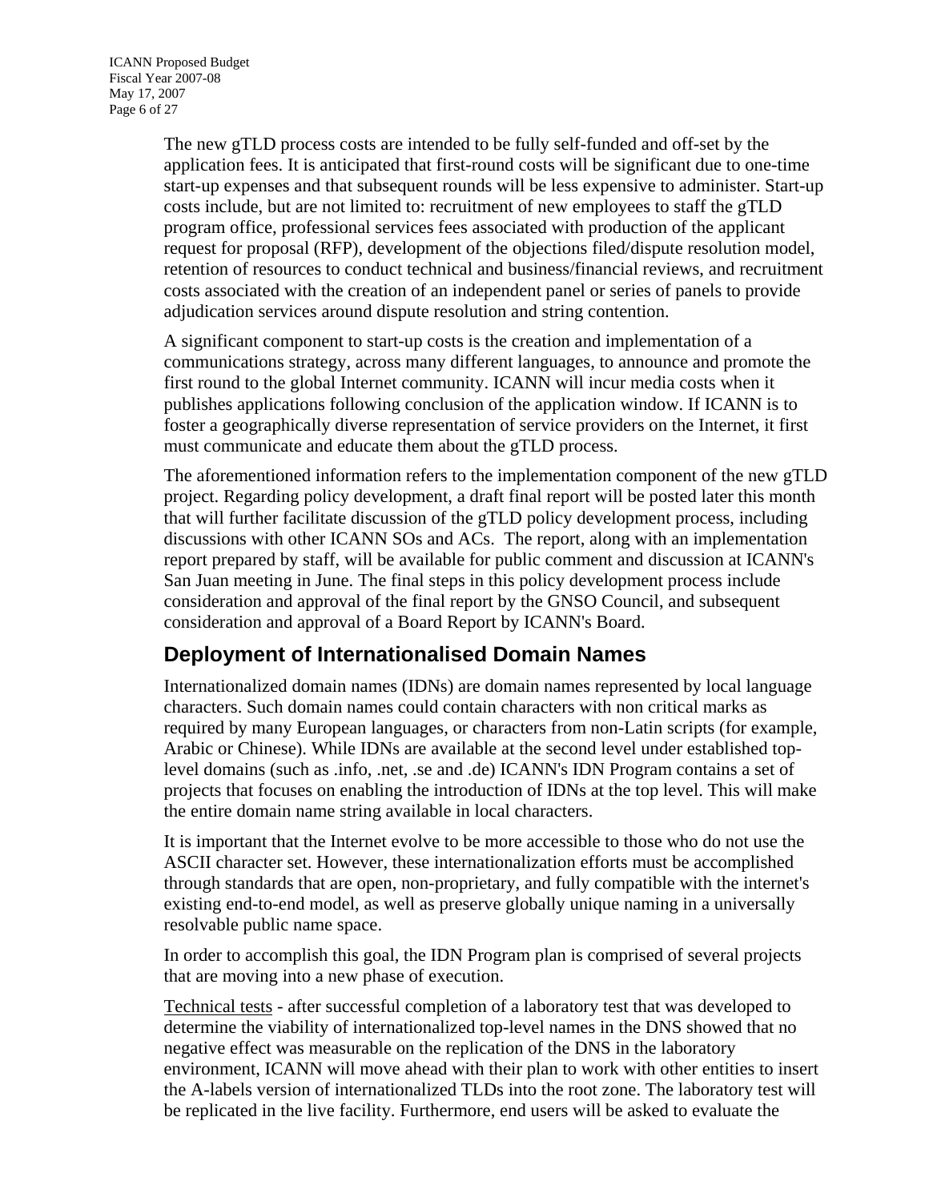The new gTLD process costs are intended to be fully self-funded and off-set by the application fees. It is anticipated that first-round costs will be significant due to one-time start-up expenses and that subsequent rounds will be less expensive to administer. Start-up costs include, but are not limited to: recruitment of new employees to staff the gTLD program office, professional services fees associated with production of the applicant request for proposal (RFP), development of the objections filed/dispute resolution model, retention of resources to conduct technical and business/financial reviews, and recruitment costs associated with the creation of an independent panel or series of panels to provide adjudication services around dispute resolution and string contention.

A significant component to start-up costs is the creation and implementation of a communications strategy, across many different languages, to announce and promote the first round to the global Internet community. ICANN will incur media costs when it publishes applications following conclusion of the application window. If ICANN is to foster a geographically diverse representation of service providers on the Internet, it first must communicate and educate them about the gTLD process.

The aforementioned information refers to the implementation component of the new gTLD project. Regarding policy development, a draft final report will be posted later this month that will further facilitate discussion of the gTLD policy development process, including discussions with other ICANN SOs and ACs. The report, along with an implementation report prepared by staff, will be available for public comment and discussion at ICANN's San Juan meeting in June. The final steps in this policy development process include consideration and approval of the final report by the GNSO Council, and subsequent consideration and approval of a Board Report by ICANN's Board.

## Deployment of Internationalised Domain Names

Internationalized domain names (IDNs) are domain names represented by local language characters. Such domain names could contain characters with non critical marks as required by many European languages, or characters from non-Latin scripts (for example, Arabic or Chinese). While IDNs are available at the second level under established top-level domains (such as .info, .net, .se and .de) ICANN's IDN Program contains a set of projects that focuses on enabling the introduction of IDNs at the top level. This will make the entire domain name string available in local characters.

It is important that the Internet evolve to be more accessible to those who do not use the ASCII character set. However, these internationalization efforts must be accomplished through standards that are open, non-proprietary, and fully compatible with the internet's existing end-to-end model, as well as preserve globally unique naming in a universally resolvable public name space.

In order to accomplish this goal, the IDN Program plan is comprised of several projects that are moving into a new phase of execution.

Technical tests - after successful completion of a laboratory test that was developed to determine the viability of internationalized top-level names in the DNS showed that no negative effect was measurable on the replication of the DNS in the laboratory environment, ICANN will move ahead with their plan to work with other entities to insert the A-labels version of internationalized TLDs into the root zone. The laboratory test will be replicated in the live facility. Furthermore, end users will be asked to evaluate the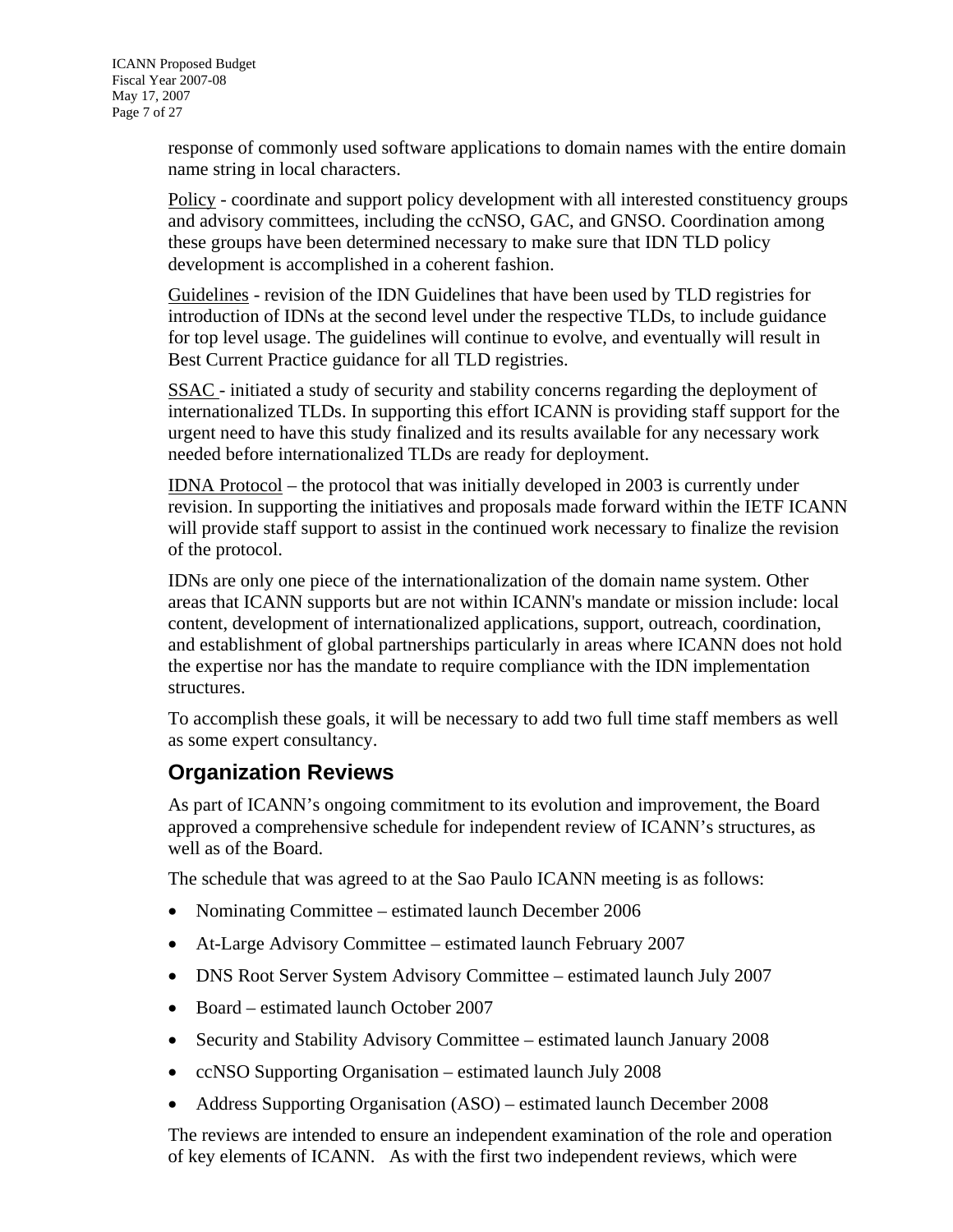response of commonly used software applications to domain names with the entire domain name string in local characters.

Policy - coordinate and support policy development with all interested constituency groups and advisory committees, including the ccNSO, GAC, and GNSO. Coordination among these groups have been determined necessary to make sure that IDN TLD policy development is accomplished in a coherent fashion.

Guidelines - revision of the IDN Guidelines that have been used by TLD registries for introduction of IDNs at the second level under the respective TLDs, to include guidance for top level usage. The guidelines will continue to evolve, and eventually will result in Best Current Practice guidance for all TLD registries.

SSAC - initiated a study of security and stability concerns regarding the deployment of internationalized TLDs. In supporting this effort ICANN is providing staff support for the urgent need to have this study finalized and its results available for any necessary work needed before internationalized TLDs are ready for deployment.

IDNA Protocol – the protocol that was initially developed in 2003 is currently under revision. In supporting the initiatives and proposals made forward within the IETF ICANN will provide staff support to assist in the continued work necessary to finalize the revision of the protocol.

IDNs are only one piece of the internationalization of the domain name system. Other areas that ICANN supports but are not within ICANN's mandate or mission include: local content, development of internationalized applications, support, outreach, coordination, and establishment of global partnerships particularly in areas where ICANN does not hold the expertise nor has the mandate to require compliance with the IDN implementation structures.

To accomplish these goals, it will be necessary to add two full time staff members as well as some expert consultancy.

## Organization Reviews

As part of ICANN's ongoing commitment to its evolution and improvement, the Board approved a comprehensive schedule for independent review of ICANN's structures, as well as of the Board.

The schedule that was agreed to at the Sao Paulo ICANN meeting is as follows:

- Nominating Committee – estimated launch December 2006
- At-Large Advisory Committee – estimated launch February 2007
- DNS Root Server System Advisory Committee – estimated launch July 2007
- Board – estimated launch October 2007
- Security and Stability Advisory Committee – estimated launch January 2008
- ccNSO Supporting Organisation – estimated launch July 2008
- Address Supporting Organisation (ASO) – estimated launch December 2008

The reviews are intended to ensure an independent examination of the role and operation of key elements of ICANN. As with the first two independent reviews, which were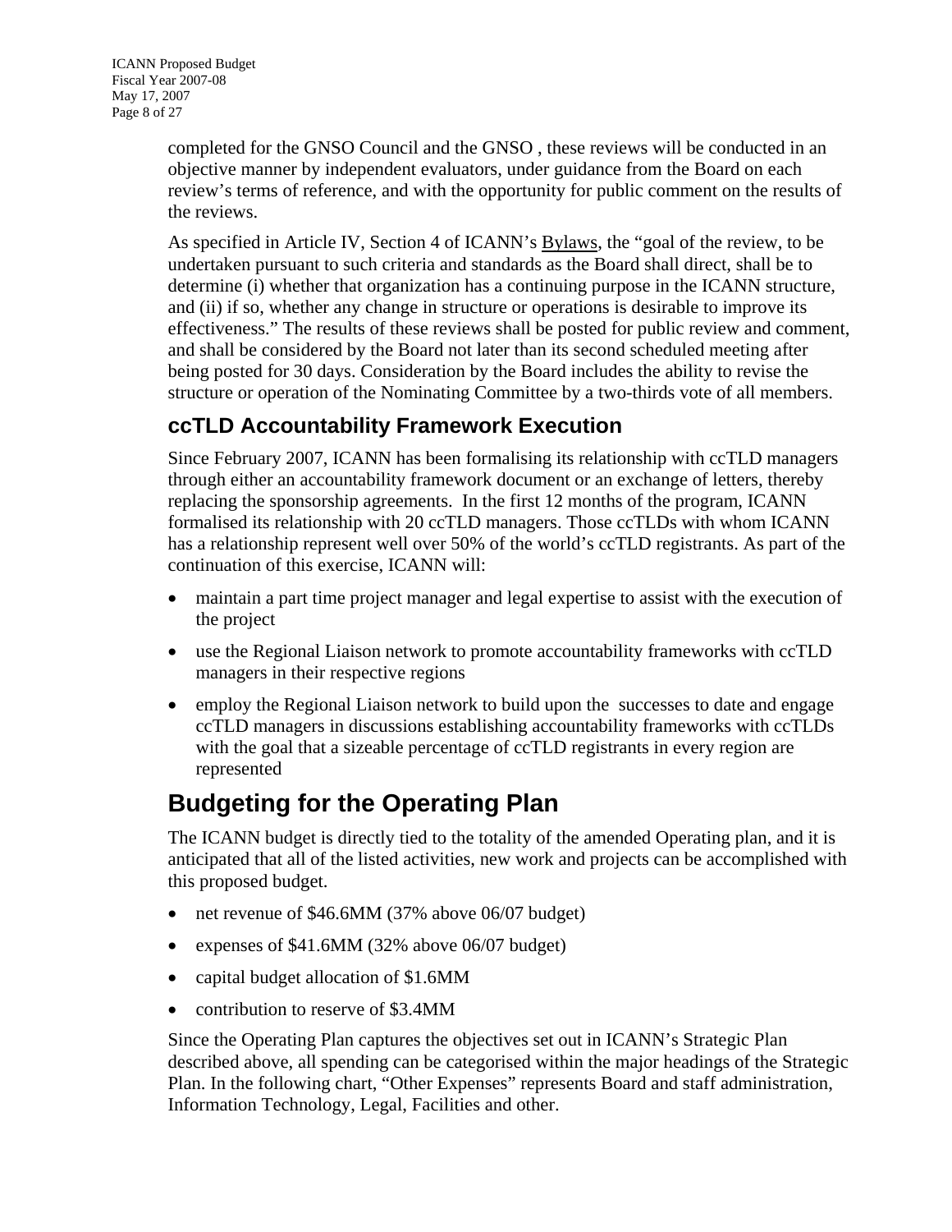completed for the GNSO Council and the GNSO , these reviews will be conducted in an objective manner by independent evaluators, under guidance from the Board on each review's terms of reference, and with the opportunity for public comment on the results of the reviews.

As specified in Article IV, Section 4 of ICANN's Bylaws, the "goal of the review, to be undertaken pursuant to such criteria and standards as the Board shall direct, shall be to determine (i) whether that organization has a continuing purpose in the ICANN structure, and (ii) if so, whether any change in structure or operations is desirable to improve its effectiveness." The results of these reviews shall be posted for public review and comment, and shall be considered by the Board not later than its second scheduled meeting after being posted for 30 days. Consideration by the Board includes the ability to revise the structure or operation of the Nominating Committee by a two-thirds vote of all members.

## ccTLD Accountability Framework Execution

Since February 2007, ICANN has been formalising its relationship with ccTLD managers through either an accountability framework document or an exchange of letters, thereby replacing the sponsorship agreements. In the first 12 months of the program, ICANN formalised its relationship with 20 ccTLD managers. Those ccTLDs with whom ICANN has a relationship represent well over 50% of the world's ccTLD registrants. As part of the continuation of this exercise, ICANN will:

- maintain a part time project manager and legal expertise to assist with the execution of the project
- use the Regional Liaison network to promote accountability frameworks with ccTLD managers in their respective regions
- employ the Regional Liaison network to build upon the successes to date and engage ccTLD managers in discussions establishing accountability frameworks with ccTLDs with the goal that a sizeable percentage of ccTLD registrants in every region are represented

# Budgeting for the Operating Plan

The ICANN budget is directly tied to the totality of the amended Operating plan, and it is anticipated that all of the listed activities, new work and projects can be accomplished with this proposed budget.

- net revenue of $46.6MM (37% above 06/07 budget)
- expenses of $41.6MM (32% above 06/07 budget)
- capital budget allocation of $1.6MM
- contribution to reserve of $3.4MM

Since the Operating Plan captures the objectives set out in ICANN's Strategic Plan described above, all spending can be categorised within the major headings of the Strategic Plan. In the following chart, "Other Expenses" represents Board and staff administration, Information Technology, Legal, Facilities and other.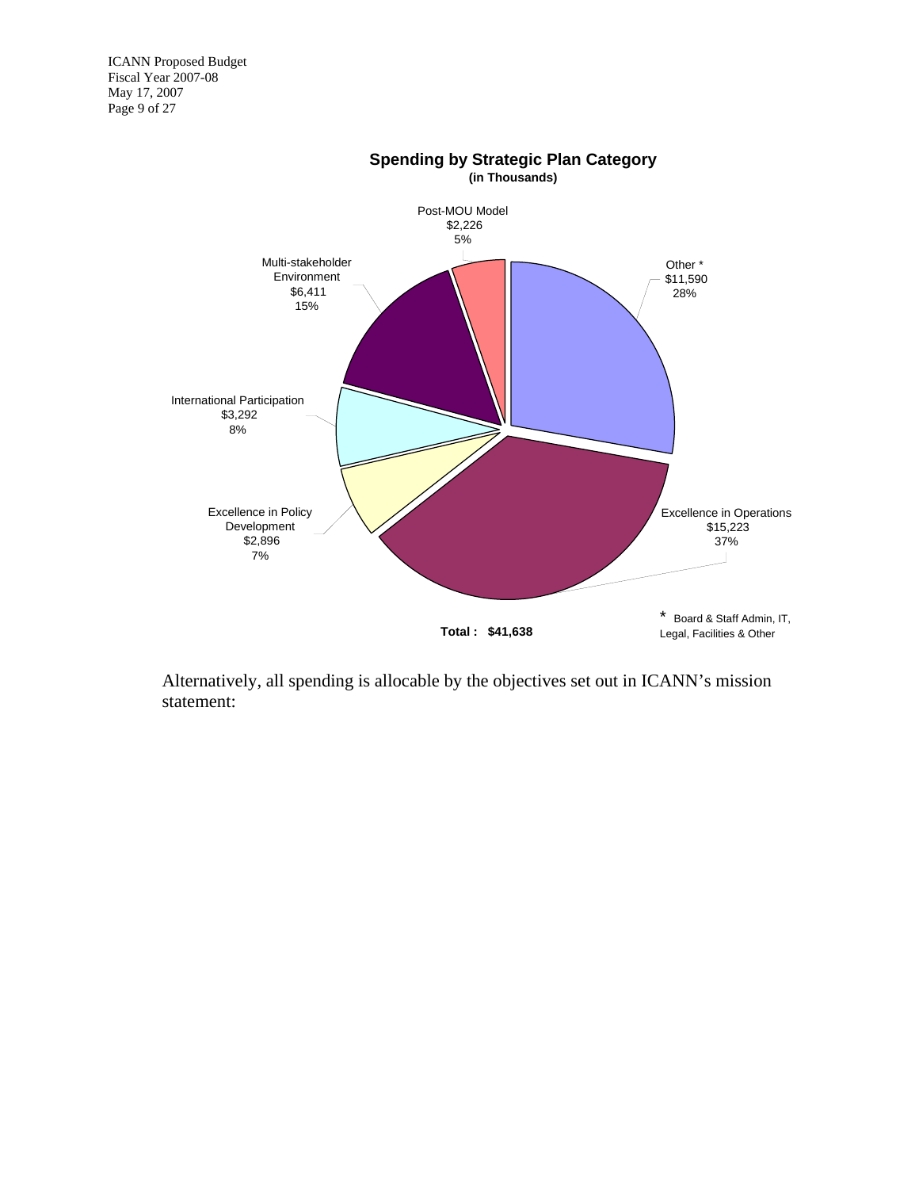**Spending by Strategic Plan Category**
**(in Thousands)**

| Category | Amount | Percent |
|---|---|---|
| Post-MOU Model | $2,226 | 5% |
| Other * | $11,590 | 28% |
| Excellence in Operations | $15,223 | 37% |
| Excellence in Policy Development | $2,896 | 7% |
| International Participation | $3,292 | 8% |
| Multi-stakeholder Environment | $6,411 | 15% |

**Total : $41,638**

* Board & Staff Admin, IT, Legal, Facilities & Other

Alternatively, all spending is allocable by the objectives set out in ICANN's mission statement: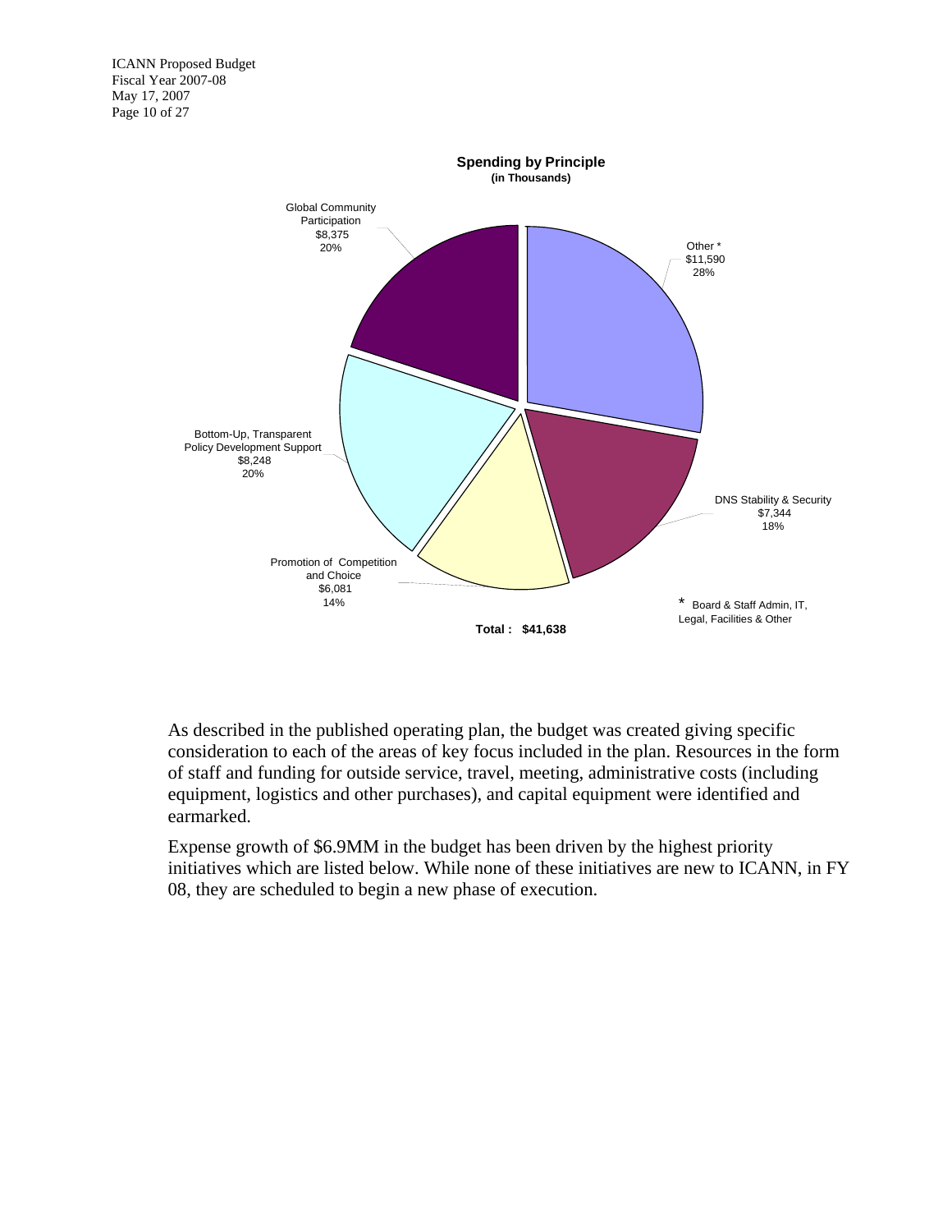**Spending by Principle**
**(in Thousands)**

| Principle | Amount | Percent |
|---|---|---|
| Global Community Participation | $8,375 | 20% |
| Other * | $11,590 | 28% |
| Bottom-Up, Transparent Policy Development Support | $8,248 | 20% |
| DNS Stability & Security | $7,344 | 18% |
| Promotion of Competition and Choice | $6,081 | 14% |

\* Board & Staff Admin, IT, Legal, Facilities & Other

**Total : $41,638**

As described in the published operating plan, the budget was created giving specific consideration to each of the areas of key focus included in the plan. Resources in the form of staff and funding for outside service, travel, meeting, administrative costs (including equipment, logistics and other purchases), and capital equipment were identified and earmarked.

Expense growth of $6.9MM in the budget has been driven by the highest priority initiatives which are listed below. While none of these initiatives are new to ICANN, in FY 08, they are scheduled to begin a new phase of execution.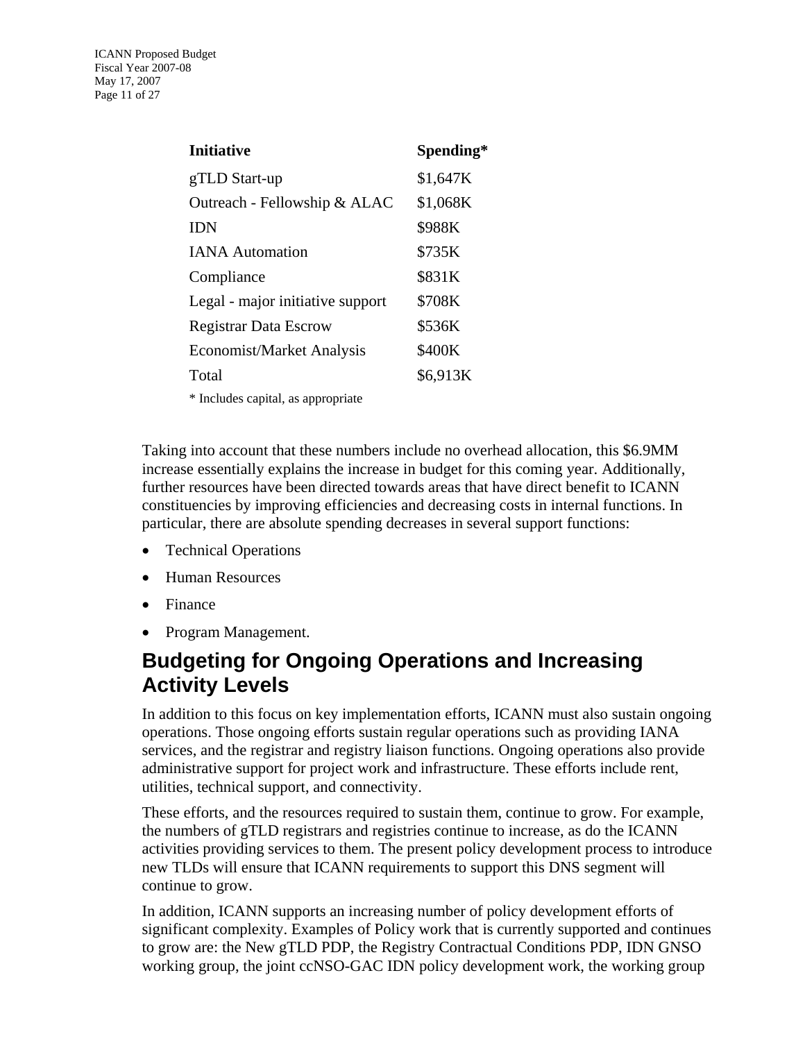| Initiative | Spending* |
|---|---|
| gTLD Start-up | $1,647K |
| Outreach - Fellowship & ALAC | $1,068K |
| IDN | $988K |
| IANA Automation | $735K |
| Compliance | $831K |
| Legal - major initiative support | $708K |
| Registrar Data Escrow | $536K |
| Economist/Market Analysis | $400K |
| Total | $6,913K |

* Includes capital, as appropriate

Taking into account that these numbers include no overhead allocation, this $6.9MM increase essentially explains the increase in budget for this coming year. Additionally, further resources have been directed towards areas that have direct benefit to ICANN constituencies by improving efficiencies and decreasing costs in internal functions. In particular, there are absolute spending decreases in several support functions:

- Technical Operations
- Human Resources
- Finance
- Program Management.

## Budgeting for Ongoing Operations and Increasing Activity Levels

In addition to this focus on key implementation efforts, ICANN must also sustain ongoing operations. Those ongoing efforts sustain regular operations such as providing IANA services, and the registrar and registry liaison functions. Ongoing operations also provide administrative support for project work and infrastructure. These efforts include rent, utilities, technical support, and connectivity.

These efforts, and the resources required to sustain them, continue to grow. For example, the numbers of gTLD registrars and registries continue to increase, as do the ICANN activities providing services to them. The present policy development process to introduce new TLDs will ensure that ICANN requirements to support this DNS segment will continue to grow.

In addition, ICANN supports an increasing number of policy development efforts of significant complexity. Examples of Policy work that is currently supported and continues to grow are: the New gTLD PDP, the Registry Contractual Conditions PDP, IDN GNSO working group, the joint ccNSO-GAC IDN policy development work, the working group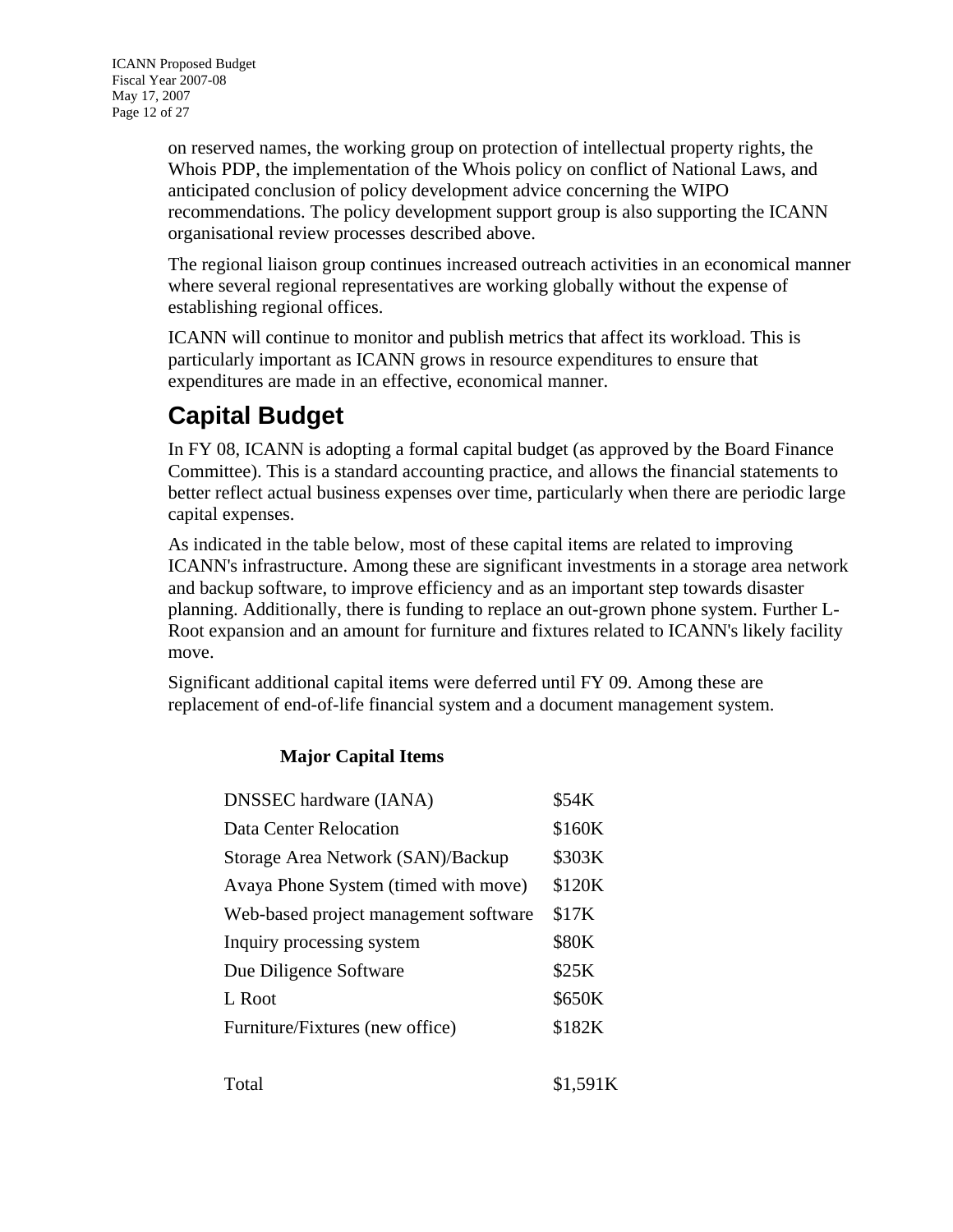on reserved names, the working group on protection of intellectual property rights, the Whois PDP, the implementation of the Whois policy on conflict of National Laws, and anticipated conclusion of policy development advice concerning the WIPO recommendations. The policy development support group is also supporting the ICANN organisational review processes described above.

The regional liaison group continues increased outreach activities in an economical manner where several regional representatives are working globally without the expense of establishing regional offices.

ICANN will continue to monitor and publish metrics that affect its workload. This is particularly important as ICANN grows in resource expenditures to ensure that expenditures are made in an effective, economical manner.

## Capital Budget

In FY 08, ICANN is adopting a formal capital budget (as approved by the Board Finance Committee). This is a standard accounting practice, and allows the financial statements to better reflect actual business expenses over time, particularly when there are periodic large capital expenses.

As indicated in the table below, most of these capital items are related to improving ICANN's infrastructure. Among these are significant investments in a storage area network and backup software, to improve efficiency and as an important step towards disaster planning. Additionally, there is funding to replace an out-grown phone system. Further L-Root expansion and an amount for furniture and fixtures related to ICANN's likely facility move.

Significant additional capital items were deferred until FY 09. Among these are replacement of end-of-life financial system and a document management system.

**Major Capital Items**

| Item | Amount |
|---|---|
| DNSSEC hardware (IANA) | $54K |
| Data Center Relocation | $160K |
| Storage Area Network (SAN)/Backup | $303K |
| Avaya Phone System (timed with move) | $120K |
| Web-based project management software | $17K |
| Inquiry processing system | $80K |
| Due Diligence Software | $25K |
| L Root | $650K |
| Furniture/Fixtures (new office) | $182K |
| Total | $1,591K |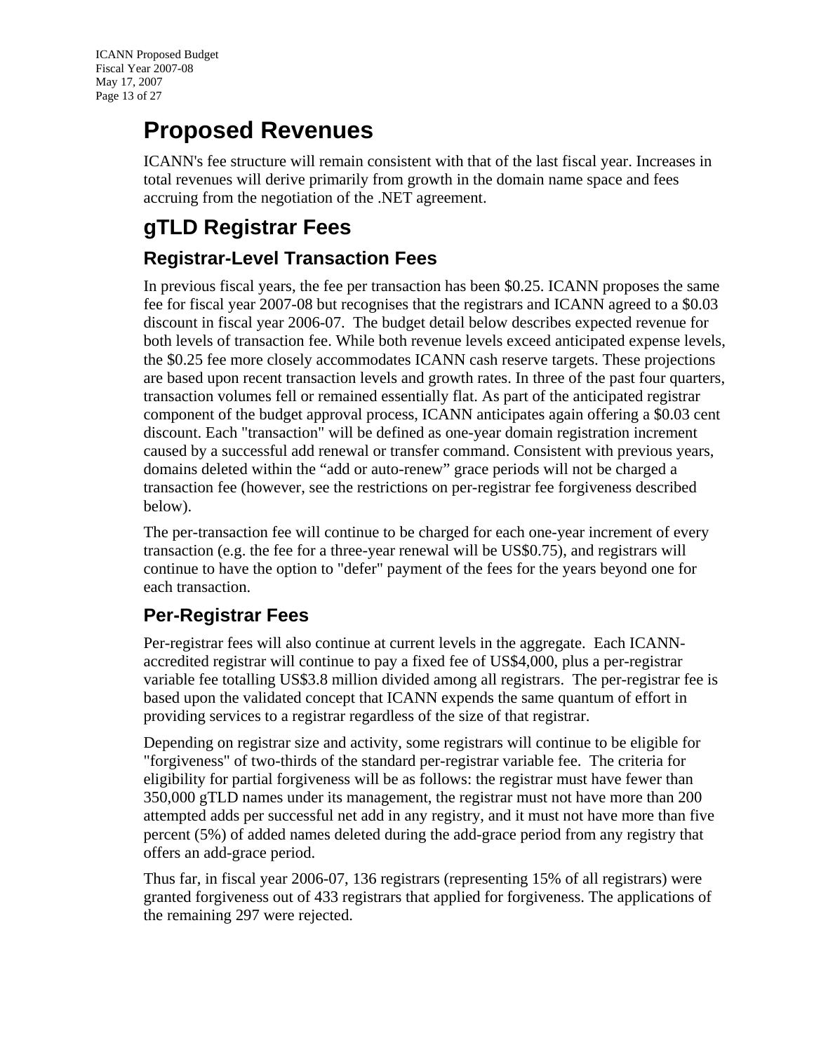# Proposed Revenues

ICANN's fee structure will remain consistent with that of the last fiscal year. Increases in total revenues will derive primarily from growth in the domain name space and fees accruing from the negotiation of the .NET agreement.

# gTLD Registrar Fees

## Registrar-Level Transaction Fees

In previous fiscal years, the fee per transaction has been $0.25. ICANN proposes the same fee for fiscal year 2007-08 but recognises that the registrars and ICANN agreed to a $0.03 discount in fiscal year 2006-07. The budget detail below describes expected revenue for both levels of transaction fee. While both revenue levels exceed anticipated expense levels, the $0.25 fee more closely accommodates ICANN cash reserve targets. These projections are based upon recent transaction levels and growth rates. In three of the past four quarters, transaction volumes fell or remained essentially flat. As part of the anticipated registrar component of the budget approval process, ICANN anticipates again offering a $0.03 cent discount. Each "transaction" will be defined as one-year domain registration increment caused by a successful add renewal or transfer command. Consistent with previous years, domains deleted within the "add or auto-renew" grace periods will not be charged a transaction fee (however, see the restrictions on per-registrar fee forgiveness described below).

The per-transaction fee will continue to be charged for each one-year increment of every transaction (e.g. the fee for a three-year renewal will be US$0.75), and registrars will continue to have the option to "defer" payment of the fees for the years beyond one for each transaction.

## Per-Registrar Fees

Per-registrar fees will also continue at current levels in the aggregate. Each ICANN-accredited registrar will continue to pay a fixed fee of US$4,000, plus a per-registrar variable fee totalling US$3.8 million divided among all registrars. The per-registrar fee is based upon the validated concept that ICANN expends the same quantum of effort in providing services to a registrar regardless of the size of that registrar.

Depending on registrar size and activity, some registrars will continue to be eligible for "forgiveness" of two-thirds of the standard per-registrar variable fee. The criteria for eligibility for partial forgiveness will be as follows: the registrar must have fewer than 350,000 gTLD names under its management, the registrar must not have more than 200 attempted adds per successful net add in any registry, and it must not have more than five percent (5%) of added names deleted during the add-grace period from any registry that offers an add-grace period.

Thus far, in fiscal year 2006-07, 136 registrars (representing 15% of all registrars) were granted forgiveness out of 433 registrars that applied for forgiveness. The applications of the remaining 297 were rejected.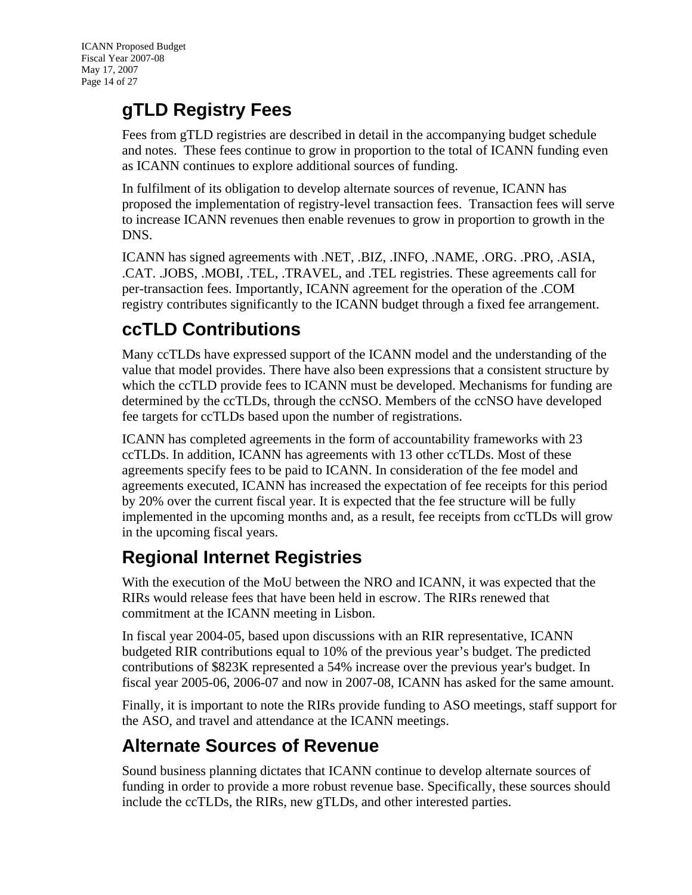## gTLD Registry Fees

Fees from gTLD registries are described in detail in the accompanying budget schedule and notes. These fees continue to grow in proportion to the total of ICANN funding even as ICANN continues to explore additional sources of funding.

In fulfilment of its obligation to develop alternate sources of revenue, ICANN has proposed the implementation of registry-level transaction fees. Transaction fees will serve to increase ICANN revenues then enable revenues to grow in proportion to growth in the DNS.

ICANN has signed agreements with .NET, .BIZ, .INFO, .NAME, .ORG. .PRO, .ASIA, .CAT. .JOBS, .MOBI, .TEL, .TRAVEL, and .TEL registries. These agreements call for per-transaction fees. Importantly, ICANN agreement for the operation of the .COM registry contributes significantly to the ICANN budget through a fixed fee arrangement.

## ccTLD Contributions

Many ccTLDs have expressed support of the ICANN model and the understanding of the value that model provides. There have also been expressions that a consistent structure by which the ccTLD provide fees to ICANN must be developed. Mechanisms for funding are determined by the ccTLDs, through the ccNSO. Members of the ccNSO have developed fee targets for ccTLDs based upon the number of registrations.

ICANN has completed agreements in the form of accountability frameworks with 23 ccTLDs. In addition, ICANN has agreements with 13 other ccTLDs. Most of these agreements specify fees to be paid to ICANN. In consideration of the fee model and agreements executed, ICANN has increased the expectation of fee receipts for this period by 20% over the current fiscal year. It is expected that the fee structure will be fully implemented in the upcoming months and, as a result, fee receipts from ccTLDs will grow in the upcoming fiscal years.

## Regional Internet Registries

With the execution of the MoU between the NRO and ICANN, it was expected that the RIRs would release fees that have been held in escrow. The RIRs renewed that commitment at the ICANN meeting in Lisbon.

In fiscal year 2004-05, based upon discussions with an RIR representative, ICANN budgeted RIR contributions equal to 10% of the previous year’s budget. The predicted contributions of $823K represented a 54% increase over the previous year's budget. In fiscal year 2005-06, 2006-07 and now in 2007-08, ICANN has asked for the same amount.

Finally, it is important to note the RIRs provide funding to ASO meetings, staff support for the ASO, and travel and attendance at the ICANN meetings.

## Alternate Sources of Revenue

Sound business planning dictates that ICANN continue to develop alternate sources of funding in order to provide a more robust revenue base. Specifically, these sources should include the ccTLDs, the RIRs, new gTLDs, and other interested parties.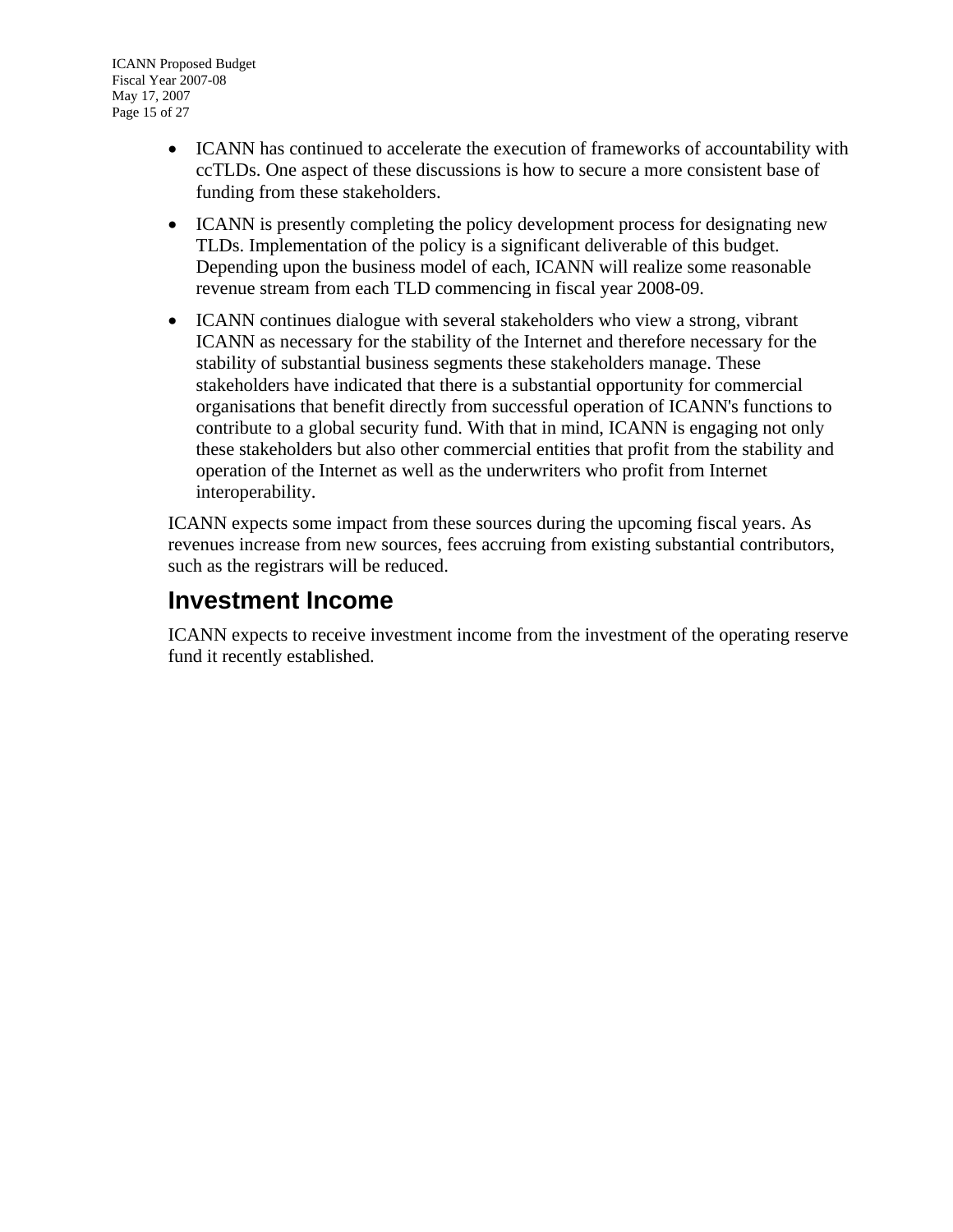- ICANN has continued to accelerate the execution of frameworks of accountability with ccTLDs. One aspect of these discussions is how to secure a more consistent base of funding from these stakeholders.
- ICANN is presently completing the policy development process for designating new TLDs. Implementation of the policy is a significant deliverable of this budget. Depending upon the business model of each, ICANN will realize some reasonable revenue stream from each TLD commencing in fiscal year 2008-09.
- ICANN continues dialogue with several stakeholders who view a strong, vibrant ICANN as necessary for the stability of the Internet and therefore necessary for the stability of substantial business segments these stakeholders manage. These stakeholders have indicated that there is a substantial opportunity for commercial organisations that benefit directly from successful operation of ICANN's functions to contribute to a global security fund. With that in mind, ICANN is engaging not only these stakeholders but also other commercial entities that profit from the stability and operation of the Internet as well as the underwriters who profit from Internet interoperability.

ICANN expects some impact from these sources during the upcoming fiscal years. As revenues increase from new sources, fees accruing from existing substantial contributors, such as the registrars will be reduced.

## Investment Income

ICANN expects to receive investment income from the investment of the operating reserve fund it recently established.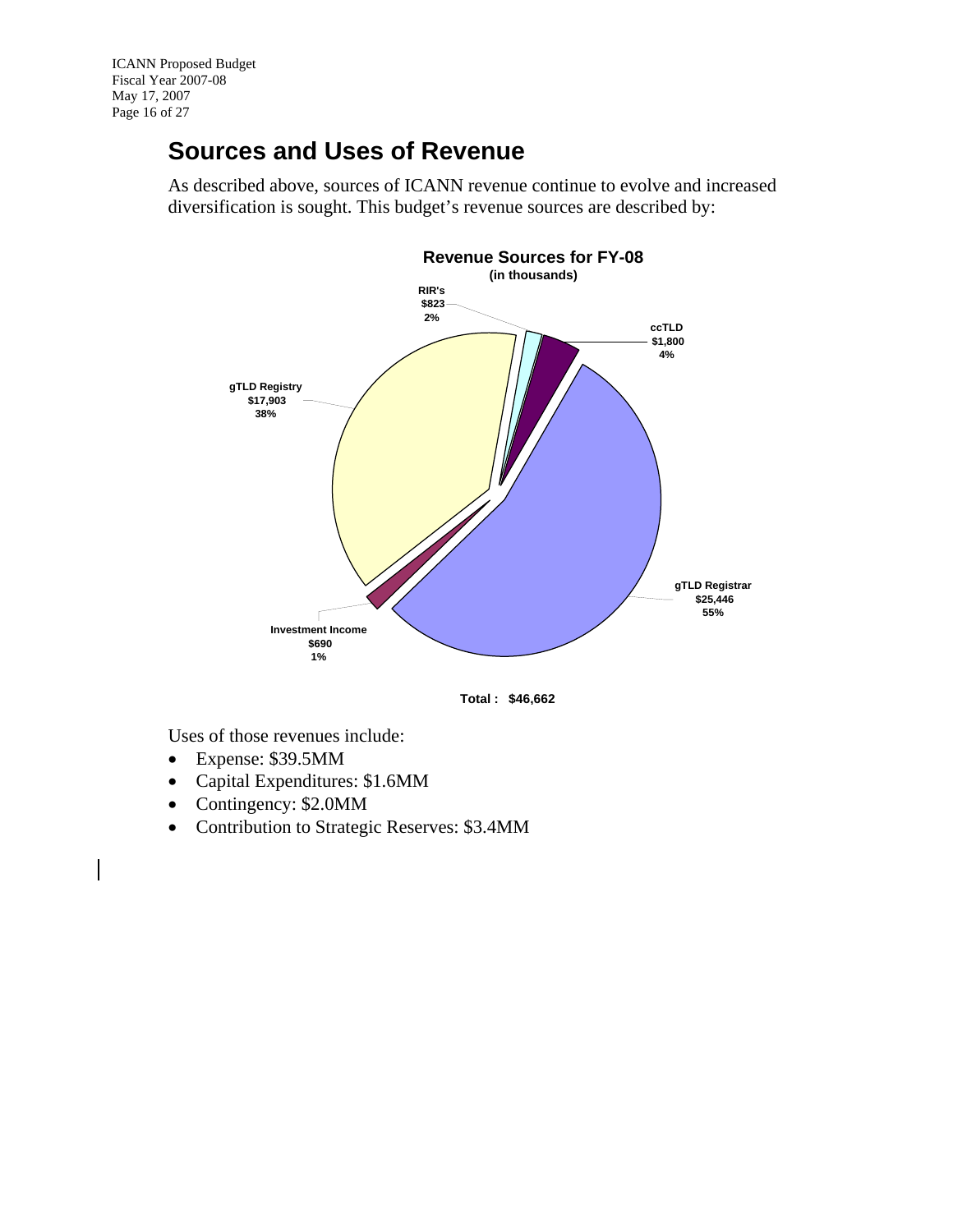## Sources and Uses of Revenue

As described above, sources of ICANN revenue continue to evolve and increased diversification is sought. This budget's revenue sources are described by:

**Revenue Sources for FY-08**
**(in thousands)**

| Source | Amount | Percent |
|---|---|---|
| gTLD Registrar | $25,446 | 55% |
| gTLD Registry | $17,903 | 38% |
| ccTLD | $1,800 | 4% |
| RIR's | $823 | 2% |
| Investment Income | $690 | 1% |

**Total : $46,662**

Uses of those revenues include:

- Expense: $39.5MM
- Capital Expenditures: $1.6MM
- Contingency: $2.0MM
- Contribution to Strategic Reserves: $3.4MM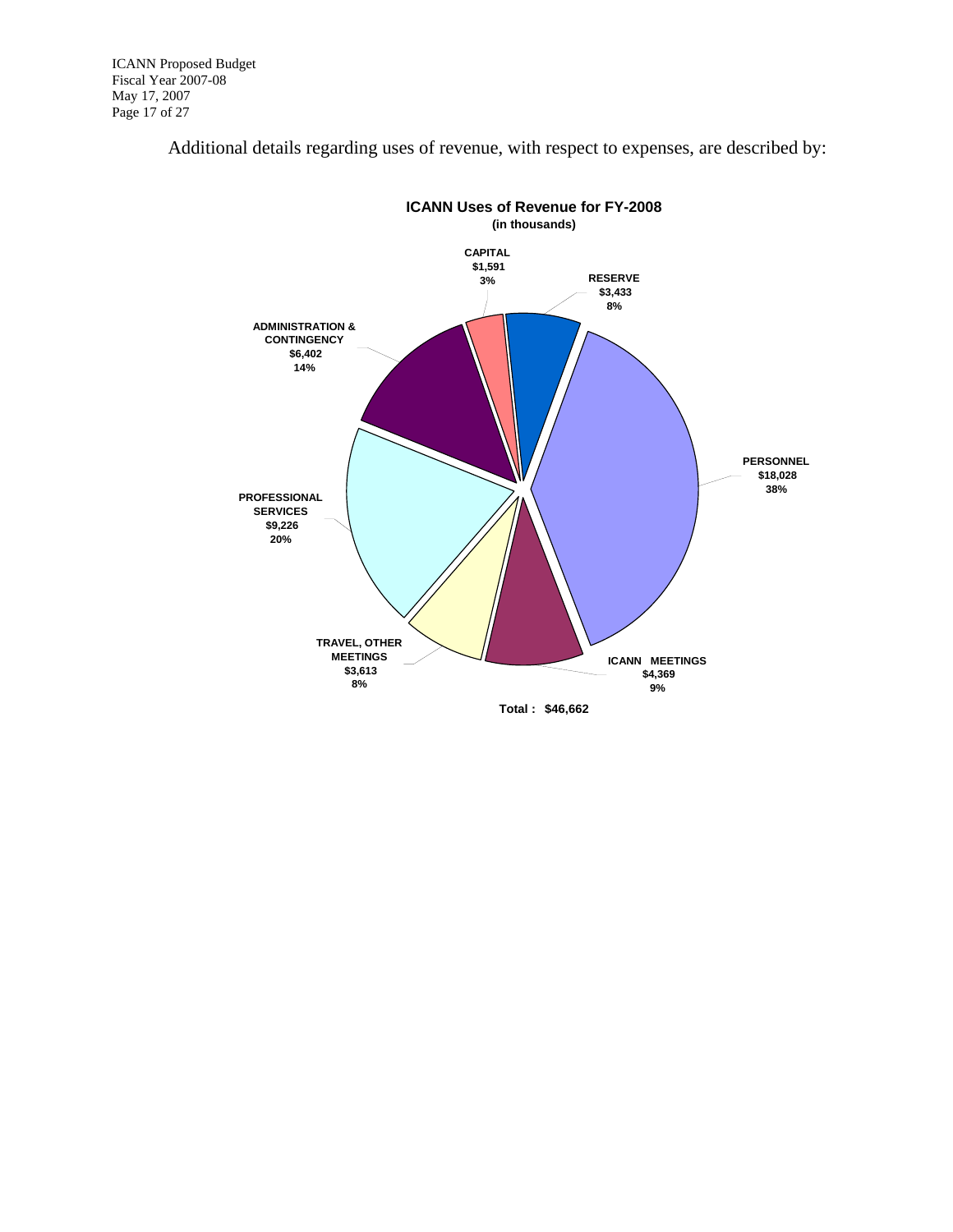Additional details regarding uses of revenue, with respect to expenses, are described by:

**ICANN Uses of Revenue for FY-2008**
**(in thousands)**

| Category | Amount | Percent |
|---|---|---|
| CAPITAL | $1,591 | 3% |
| RESERVE | $3,433 | 8% |
| PERSONNEL | $18,028 | 38% |
| ICANN MEETINGS | $4,369 | 9% |
| TRAVEL, OTHER MEETINGS | $3,613 | 8% |
| PROFESSIONAL SERVICES | $9,226 | 20% |
| ADMINISTRATION & CONTINGENCY | $6,402 | 14% |

**Total : $46,662**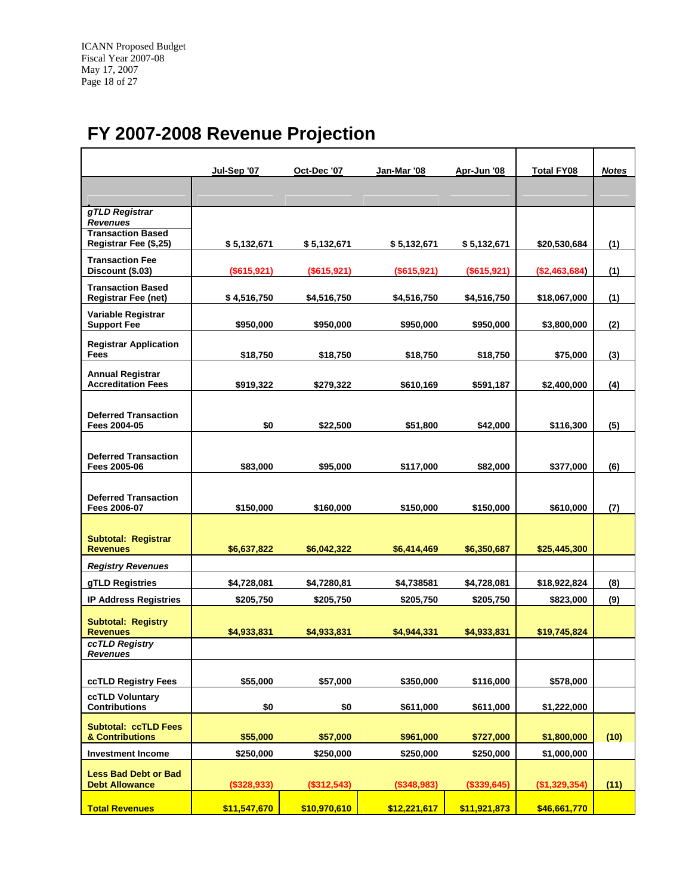# FY 2007-2008 Revenue Projection

| | Jul-Sep '07 | Oct-Dec '07 | Jan-Mar '08 | Apr-Jun '08 | Total FY08 | Notes |
|---|---|---|---|---|---|---|
| ***gTLD Registrar Revenues*** | | | | | | |
| **Transaction Based Registrar Fee ($,25)** | **$ 5,132,671** | **$ 5,132,671** | **$ 5,132,671** | **$ 5,132,671** | **$20,530,684** | **(1)** |
| **Transaction Fee Discount ($.03)** | **($615,921)** | **($615,921)** | **($615,921)** | **($615,921)** | **($2,463,684)** | **(1)** |
| **Transaction Based Registrar Fee (net)** | **$ 4,516,750** | **$4,516,750** | **$4,516,750** | **$4,516,750** | **$18,067,000** | **(1)** |
| **Variable Registrar Support Fee** | **$950,000** | **$950,000** | **$950,000** | **$950,000** | **$3,800,000** | **(2)** |
| **Registrar Application Fees** | **$18,750** | **$18,750** | **$18,750** | **$18,750** | **$75,000** | **(3)** |
| **Annual Registrar Accreditation Fees** | **$919,322** | **$279,322** | **$610,169** | **$591,187** | **$2,400,000** | **(4)** |
| **Deferred Transaction Fees 2004-05** | **$0** | **$22,500** | **$51,800** | **$42,000** | **$116,300** | **(5)** |
| **Deferred Transaction Fees 2005-06** | **$83,000** | **$95,000** | **$117,000** | **$82,000** | **$377,000** | **(6)** |
| **Deferred Transaction Fees 2006-07** | **$150,000** | **$160,000** | **$150,000** | **$150,000** | **$610,000** | **(7)** |
| **Subtotal: Registrar Revenues** | **$6,637,822** | **$6,042,322** | **$6,414,469** | **$6,350,687** | **$25,445,300** | |
| ***Registry Revenues*** | | | | | | |
| **gTLD Registries** | **$4,728,081** | **$4,7280,81** | **$4,738581** | **$4,728,081** | **$18,922,824** | **(8)** |
| **IP Address Registries** | **$205,750** | **$205,750** | **$205,750** | **$205,750** | **$823,000** | **(9)** |
| **Subtotal: Registry Revenues** | **$4,933,831** | **$4,933,831** | **$4,944,331** | **$4,933,831** | **$19,745,824** | |
| ***ccTLD Registry Revenues*** | | | | | | |
| **ccTLD Registry Fees** | **$55,000** | **$57,000** | **$350,000** | **$116,000** | **$578,000** | |
| **ccTLD Voluntary Contributions** | **$0** | **$0** | **$611,000** | **$611,000** | **$1,222,000** | |
| **Subtotal: ccTLD Fees & Contributions** | **$55,000** | **$57,000** | **$961,000** | **$727,000** | **$1,800,000** | **(10)** |
| **Investment Income** | **$250,000** | **$250,000** | **$250,000** | **$250,000** | **$1,000,000** | |
| **Less Bad Debt or Bad Debt Allowance** | **($328,933)** | **($312,543)** | **($348,983)** | **($339,645)** | **($1,329,354)** | **(11)** |
| **Total Revenues** | **$11,547,670** | **$10,970,610** | **$12,221,617** | **$11,921,873** | **$46,661,770** | |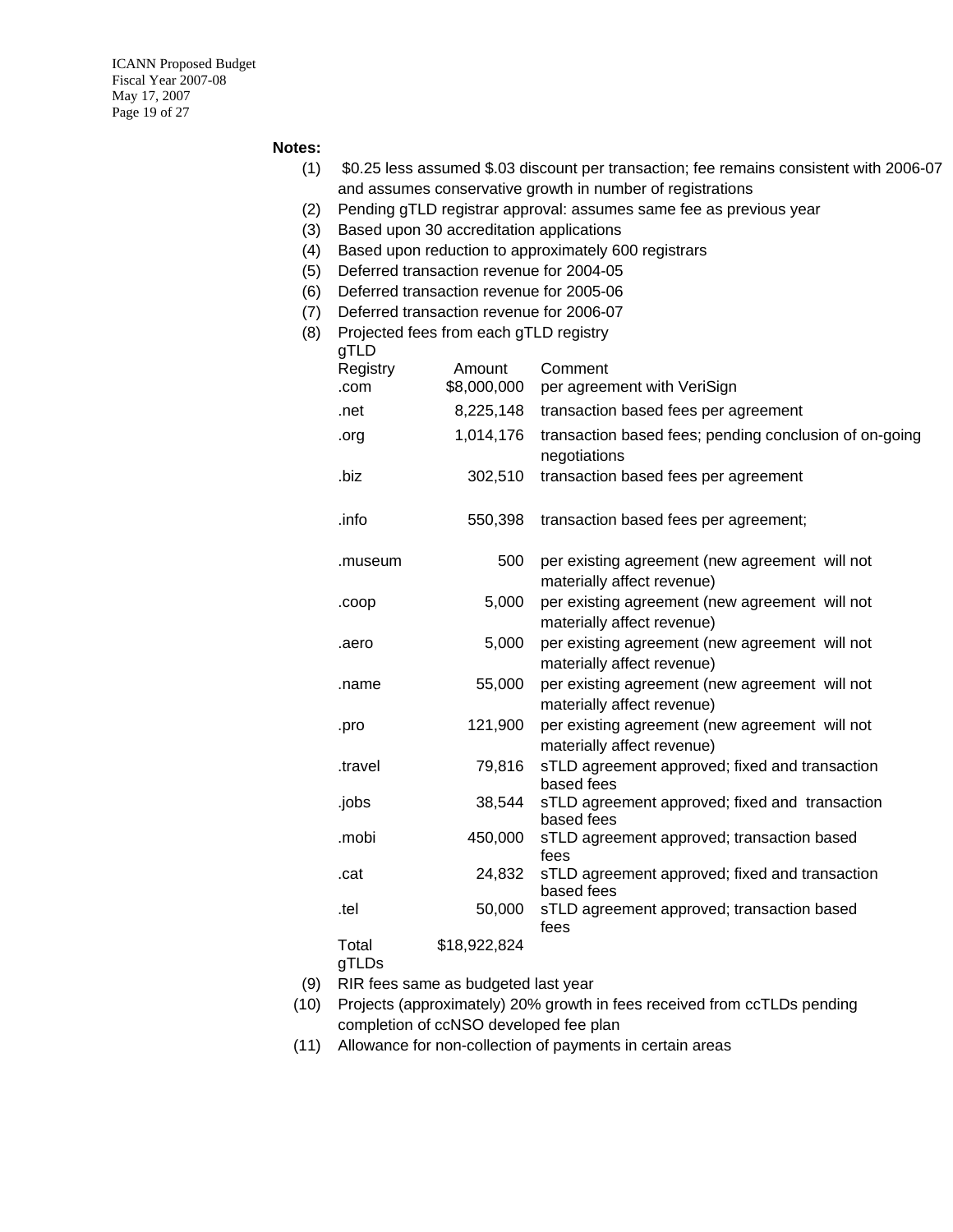**Notes:**

(1) $0.25 less assumed $.03 discount per transaction; fee remains consistent with 2006-07 and assumes conservative growth in number of registrations

(2) Pending gTLD registrar approval: assumes same fee as previous year

(3) Based upon 30 accreditation applications

(4) Based upon reduction to approximately 600 registrars

(5) Deferred transaction revenue for 2004-05

(6) Deferred transaction revenue for 2005-06

(7) Deferred transaction revenue for 2006-07

(8) Projected fees from each gTLD registry

| gTLD Registry | Amount | Comment |
|---|---|---|
| .com | $8,000,000 | per agreement with VeriSign |
| .net | 8,225,148 | transaction based fees per agreement |
| .org | 1,014,176 | transaction based fees; pending conclusion of on-going negotiations |
| .biz | 302,510 | transaction based fees per agreement |
| .info | 550,398 | transaction based fees per agreement; |
| .museum | 500 | per existing agreement (new agreement will not materially affect revenue) |
| .coop | 5,000 | per existing agreement (new agreement will not materially affect revenue) |
| .aero | 5,000 | per existing agreement (new agreement will not materially affect revenue) |
| .name | 55,000 | per existing agreement (new agreement will not materially affect revenue) |
| .pro | 121,900 | per existing agreement (new agreement will not materially affect revenue) |
| .travel | 79,816 | sTLD agreement approved; fixed and transaction based fees |
| .jobs | 38,544 | sTLD agreement approved; fixed and transaction based fees |
| .mobi | 450,000 | sTLD agreement approved; transaction based fees |
| .cat | 24,832 | sTLD agreement approved; fixed and transaction based fees |
| .tel | 50,000 | sTLD agreement approved; transaction based fees |
| Total gTLDs | $18,922,824 | |

(9) RIR fees same as budgeted last year

(10) Projects (approximately) 20% growth in fees received from ccTLDs pending completion of ccNSO developed fee plan

(11) Allowance for non-collection of payments in certain areas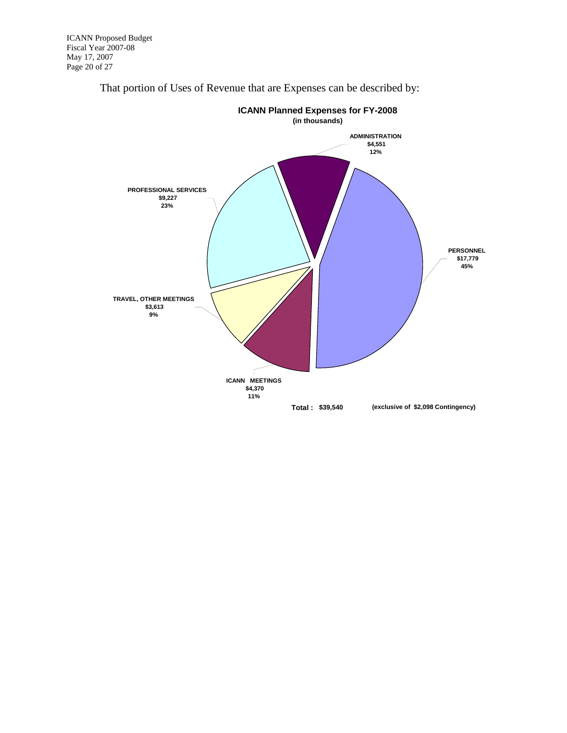That portion of Uses of Revenue that are Expenses can be described by:

**ICANN Planned Expenses for FY-2008**
**(in thousands)**

| Category | Amount | Percent |
|---|---|---|
| PERSONNEL | $17,779 | 45% |
| PROFESSIONAL SERVICES | $9,227 | 23% |
| ADMINISTRATION | $4,551 | 12% |
| ICANN MEETINGS | $4,370 | 11% |
| TRAVEL, OTHER MEETINGS | $3,613 | 9% |

**Total : $39,540** **(exclusive of $2,098 Contingency)**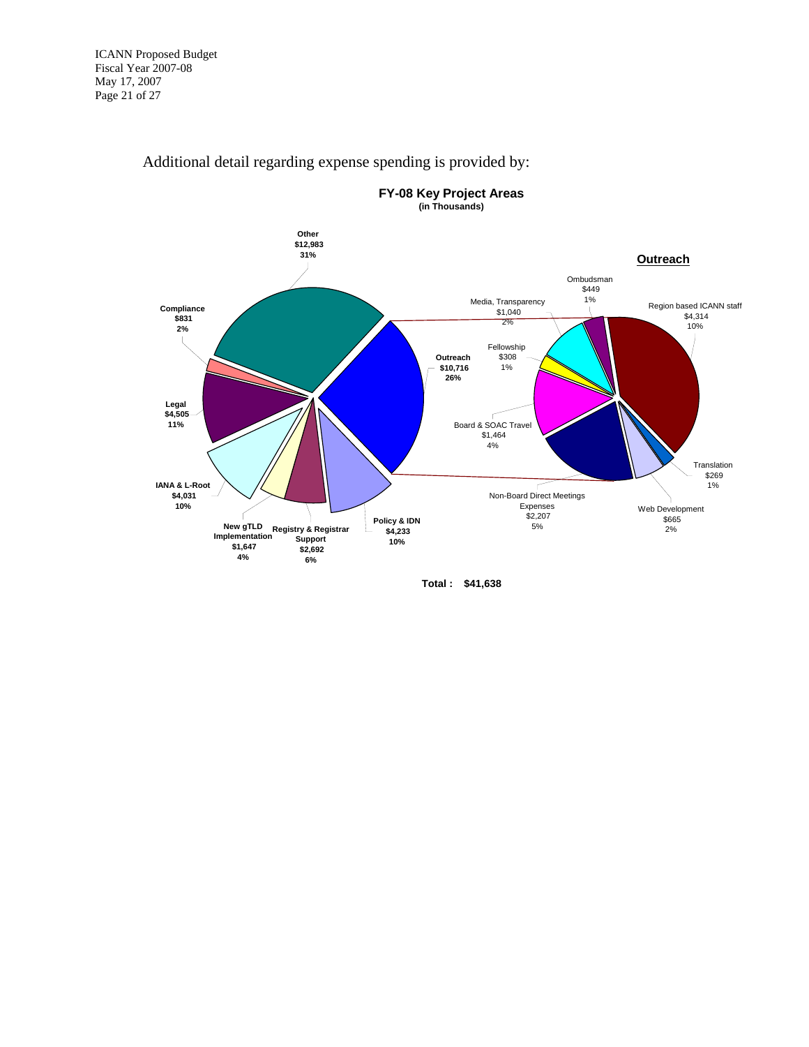Additional detail regarding expense spending is provided by:

**FY-08 Key Project Areas**
**(in Thousands)**

| Key Project Area | Amount | % |
|---|---|---|
| Other | $12,983 | 31% |
| Outreach | $10,716 | 26% |
| Policy & IDN | $4,233 | 10% |
| Registry & Registrar Support | $2,692 | 6% |
| New gTLD Implementation | $1,647 | 4% |
| IANA & L-Root | $4,031 | 10% |
| Legal | $4,505 | 11% |
| Compliance | $831 | 2% |

**Outreach**

| Outreach Item | Amount | % |
|---|---|---|
| Region based ICANN staff | $4,314 | 10% |
| Translation | $269 | 1% |
| Web Development | $665 | 2% |
| Non-Board Direct Meetings Expenses | $2,207 | 5% |
| Board & SOAC Travel | $1,464 | 4% |
| Fellowship | $308 | 1% |
| Media, Transparency | $1,040 | 2% |
| Ombudsman | $449 | 1% |

**Total : $41,638**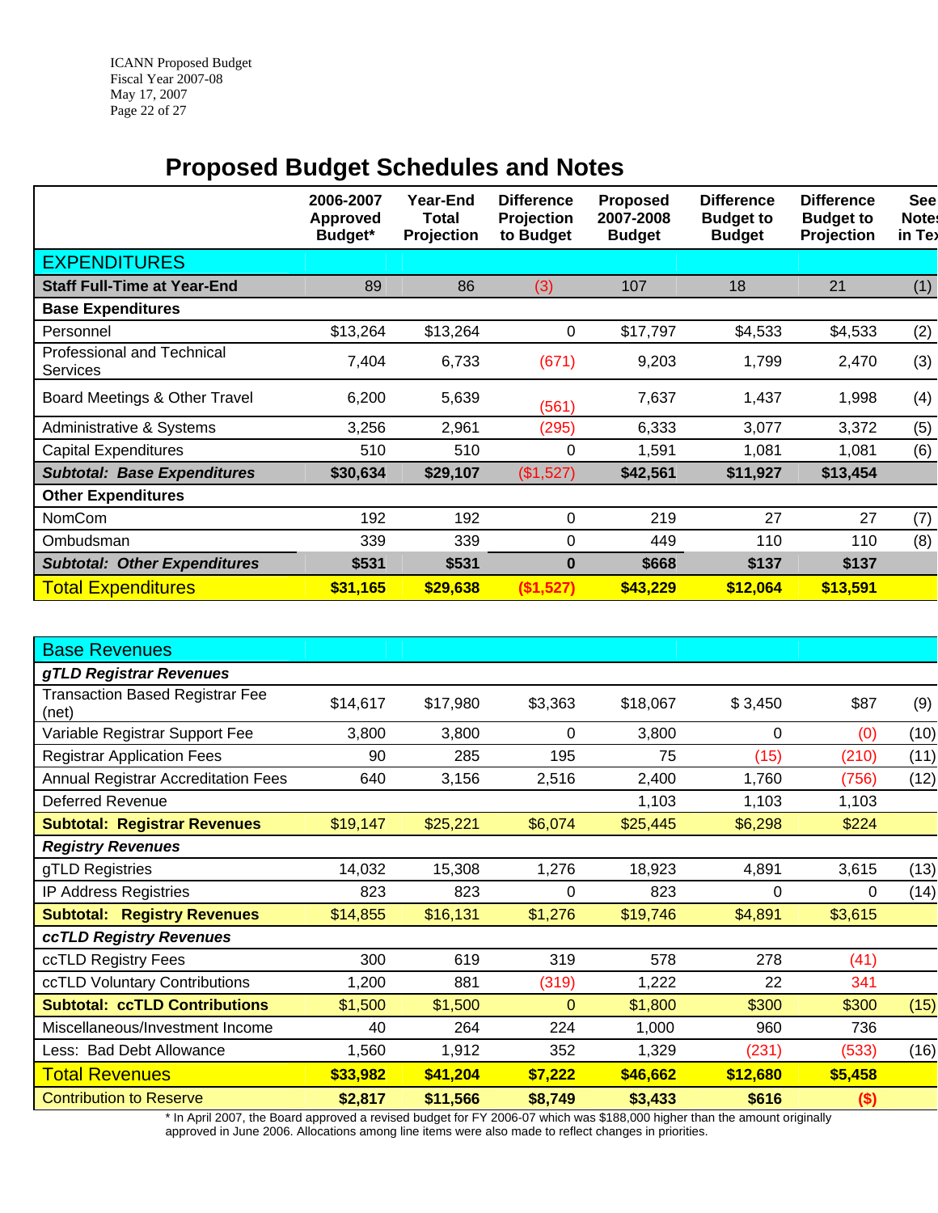## Proposed Budget Schedules and Notes

| | 2006-2007 Approved Budget* | Year-End Total Projection | Difference Projection to Budget | Proposed 2007-2008 Budget | Difference Budget to Budget | Difference Budget to Projection | See Notes in Text |
|---|---|---|---|---|---|---|---|
| **EXPENDITURES** | | | | | | | |
| **Staff Full-Time at Year-End** | 89 | 86 | (3) | 107 | 18 | 21 | (1) |
| **Base Expenditures** | | | | | | | |
| Personnel | $13,264 | $13,264 | 0 | $17,797 | $4,533 | $4,533 | (2) |
| Professional and Technical Services | 7,404 | 6,733 | (671) | 9,203 | 1,799 | 2,470 | (3) |
| Board Meetings & Other Travel | 6,200 | 5,639 | (561) | 7,637 | 1,437 | 1,998 | (4) |
| Administrative & Systems | 3,256 | 2,961 | (295) | 6,333 | 3,077 | 3,372 | (5) |
| Capital Expenditures | 510 | 510 | 0 | 1,591 | 1,081 | 1,081 | (6) |
| ***Subtotal: Base Expenditures*** | **$30,634** | **$29,107** | **($1,527)** | **$42,561** | **$11,927** | **$13,454** | |
| **Other Expenditures** | | | | | | | |
| NomCom | 192 | 192 | 0 | 219 | 27 | 27 | (7) |
| Ombudsman | 339 | 339 | 0 | 449 | 110 | 110 | (8) |
| ***Subtotal: Other Expenditures*** | **$531** | **$531** | **0** | **$668** | **$137** | **$137** | |
| **Total Expenditures** | **$31,165** | **$29,638** | **($1,527)** | **$43,229** | **$12,064** | **$13,591** | |

| | 2006-2007 Approved Budget* | Year-End Total Projection | Difference Projection to Budget | Proposed 2007-2008 Budget | Difference Budget to Budget | Difference Budget to Projection | See Notes in Text |
|---|---|---|---|---|---|---|---|
| **Base Revenues** | | | | | | | |
| ***gTLD Registrar Revenues*** | | | | | | | |
| Transaction Based Registrar Fee (net) | $14,617 | $17,980 | $3,363 | $18,067 | $ 3,450 | $87 | (9) |
| Variable Registrar Support Fee | 3,800 | 3,800 | 0 | 3,800 | 0 | (0) | (10) |
| Registrar Application Fees | 90 | 285 | 195 | 75 | (15) | (210) | (11) |
| Annual Registrar Accreditation Fees | 640 | 3,156 | 2,516 | 2,400 | 1,760 | (756) | (12) |
| Deferred Revenue | | | | 1,103 | 1,103 | 1,103 | |
| **Subtotal: Registrar Revenues** | $19,147 | $25,221 | $6,074 | $25,445 | $6,298 | $224 | |
| ***Registry Revenues*** | | | | | | | |
| gTLD Registries | 14,032 | 15,308 | 1,276 | 18,923 | 4,891 | 3,615 | (13) |
| IP Address Registries | 823 | 823 | 0 | 823 | 0 | 0 | (14) |
| **Subtotal: Registry Revenues** | $14,855 | $16,131 | $1,276 | $19,746 | $4,891 | $3,615 | |
| ***ccTLD Registry Revenues*** | | | | | | | |
| ccTLD Registry Fees | 300 | 619 | 319 | 578 | 278 | (41) | |
| ccTLD Voluntary Contributions | 1,200 | 881 | (319) | 1,222 | 22 | 341 | |
| **Subtotal: ccTLD Contributions** | $1,500 | $1,500 | 0 | $1,800 | $300 | $300 | (15) |
| Miscellaneous/Investment Income | 40 | 264 | 224 | 1,000 | 960 | 736 | |
| Less: Bad Debt Allowance | 1,560 | 1,912 | 352 | 1,329 | (231) | (533) | (16) |
| **Total Revenues** | **$33,982** | **$41,204** | **$7,222** | **$46,662** | **$12,680** | **$5,458** | |
| Contribution to Reserve | **$2,817** | **$11,566** | **$8,749** | **$3,433** | **$616** | **($)** | |

* In April 2007, the Board approved a revised budget for FY 2006-07 which was $188,000 higher than the amount originally approved in June 2006. Allocations among line items were also made to reflect changes in priorities.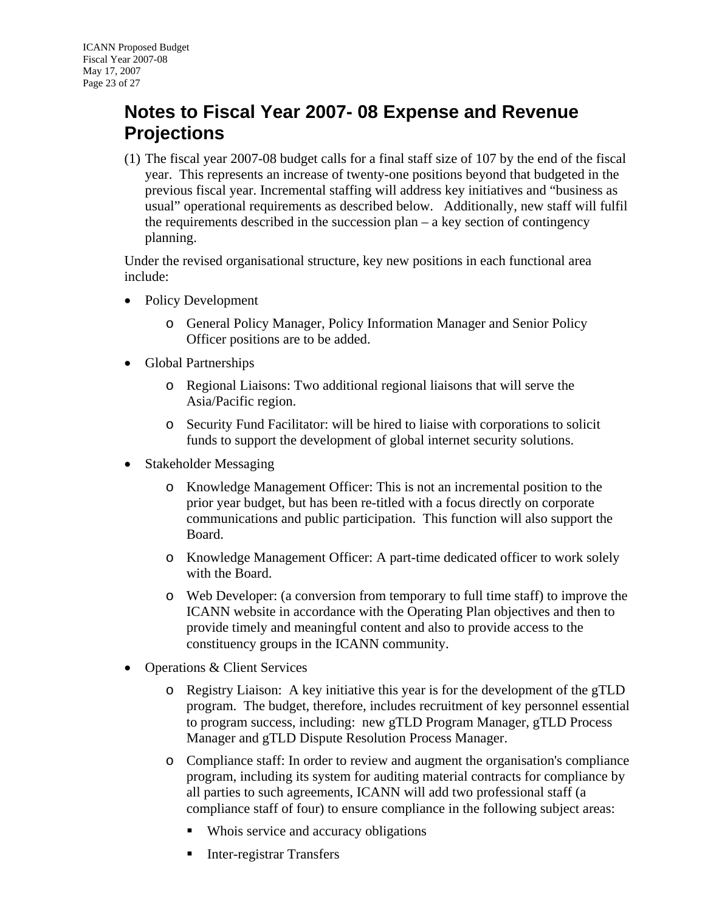# Notes to Fiscal Year 2007- 08 Expense and Revenue Projections

(1) The fiscal year 2007-08 budget calls for a final staff size of 107 by the end of the fiscal year. This represents an increase of twenty-one positions beyond that budgeted in the previous fiscal year. Incremental staffing will address key initiatives and "business as usual" operational requirements as described below. Additionally, new staff will fulfil the requirements described in the succession plan – a key section of contingency planning.

Under the revised organisational structure, key new positions in each functional area include:

- Policy Development
  - General Policy Manager, Policy Information Manager and Senior Policy Officer positions are to be added.
- Global Partnerships
  - Regional Liaisons: Two additional regional liaisons that will serve the Asia/Pacific region.
  - Security Fund Facilitator: will be hired to liaise with corporations to solicit funds to support the development of global internet security solutions.
- Stakeholder Messaging
  - Knowledge Management Officer: This is not an incremental position to the prior year budget, but has been re-titled with a focus directly on corporate communications and public participation. This function will also support the Board.
  - Knowledge Management Officer: A part-time dedicated officer to work solely with the Board.
  - Web Developer: (a conversion from temporary to full time staff) to improve the ICANN website in accordance with the Operating Plan objectives and then to provide timely and meaningful content and also to provide access to the constituency groups in the ICANN community.
- Operations & Client Services
  - Registry Liaison: A key initiative this year is for the development of the gTLD program. The budget, therefore, includes recruitment of key personnel essential to program success, including: new gTLD Program Manager, gTLD Process Manager and gTLD Dispute Resolution Process Manager.
  - Compliance staff: In order to review and augment the organisation's compliance program, including its system for auditing material contracts for compliance by all parties to such agreements, ICANN will add two professional staff (a compliance staff of four) to ensure compliance in the following subject areas:
    - Whois service and accuracy obligations
    - Inter-registrar Transfers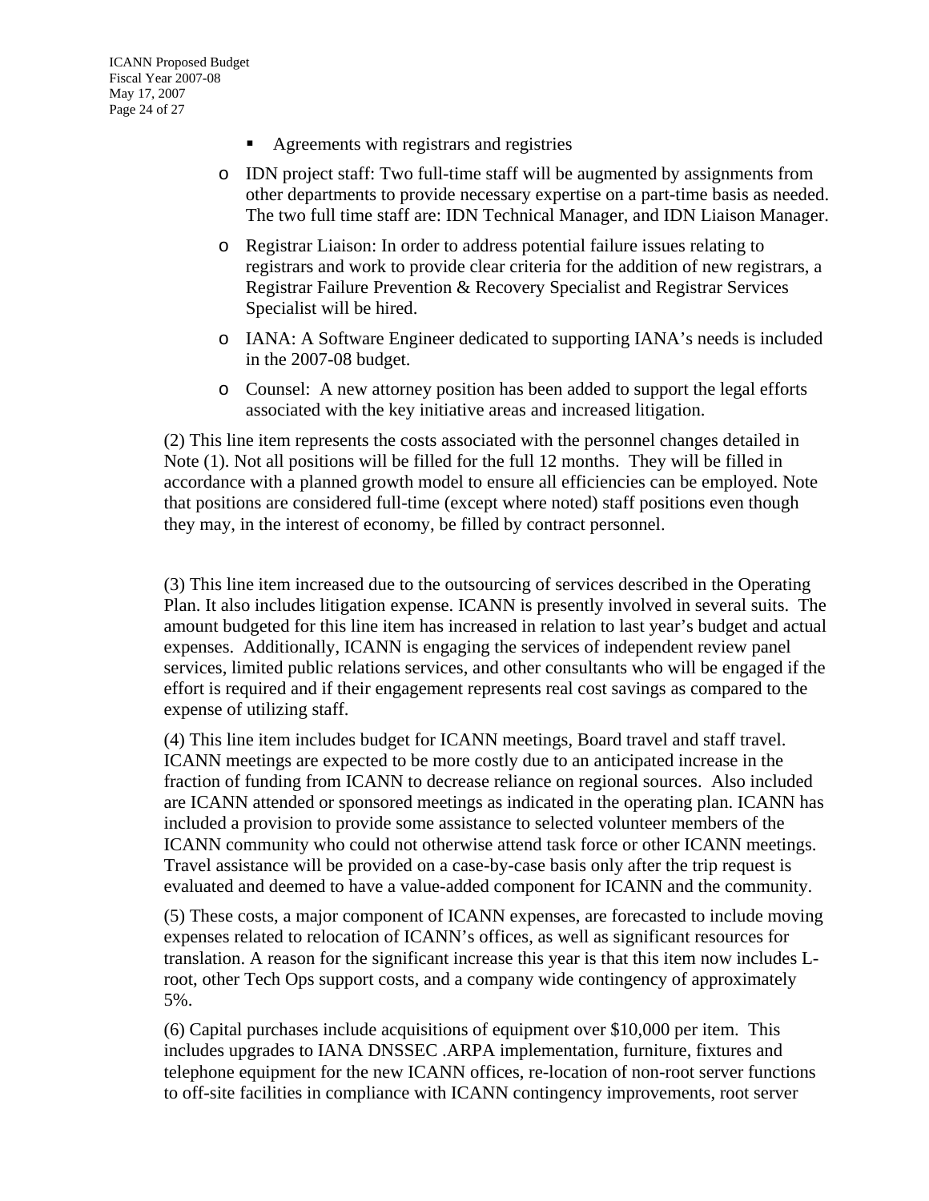- Agreements with registrars and registries

    - IDN project staff: Two full-time staff will be augmented by assignments from other departments to provide necessary expertise on a part-time basis as needed. The two full time staff are: IDN Technical Manager, and IDN Liaison Manager.

    - Registrar Liaison: In order to address potential failure issues relating to registrars and work to provide clear criteria for the addition of new registrars, a Registrar Failure Prevention & Recovery Specialist and Registrar Services Specialist will be hired.

    - IANA: A Software Engineer dedicated to supporting IANA's needs is included in the 2007-08 budget.

    - Counsel: A new attorney position has been added to support the legal efforts associated with the key initiative areas and increased litigation.

(2) This line item represents the costs associated with the personnel changes detailed in Note (1). Not all positions will be filled for the full 12 months. They will be filled in accordance with a planned growth model to ensure all efficiencies can be employed. Note that positions are considered full-time (except where noted) staff positions even though they may, in the interest of economy, be filled by contract personnel.

(3) This line item increased due to the outsourcing of services described in the Operating Plan. It also includes litigation expense. ICANN is presently involved in several suits. The amount budgeted for this line item has increased in relation to last year's budget and actual expenses. Additionally, ICANN is engaging the services of independent review panel services, limited public relations services, and other consultants who will be engaged if the effort is required and if their engagement represents real cost savings as compared to the expense of utilizing staff.

(4) This line item includes budget for ICANN meetings, Board travel and staff travel. ICANN meetings are expected to be more costly due to an anticipated increase in the fraction of funding from ICANN to decrease reliance on regional sources. Also included are ICANN attended or sponsored meetings as indicated in the operating plan. ICANN has included a provision to provide some assistance to selected volunteer members of the ICANN community who could not otherwise attend task force or other ICANN meetings. Travel assistance will be provided on a case-by-case basis only after the trip request is evaluated and deemed to have a value-added component for ICANN and the community.

(5) These costs, a major component of ICANN expenses, are forecasted to include moving expenses related to relocation of ICANN's offices, as well as significant resources for translation. A reason for the significant increase this year is that this item now includes L-root, other Tech Ops support costs, and a company wide contingency of approximately 5%.

(6) Capital purchases include acquisitions of equipment over $10,000 per item. This includes upgrades to IANA DNSSEC .ARPA implementation, furniture, fixtures and telephone equipment for the new ICANN offices, re-location of non-root server functions to off-site facilities in compliance with ICANN contingency improvements, root server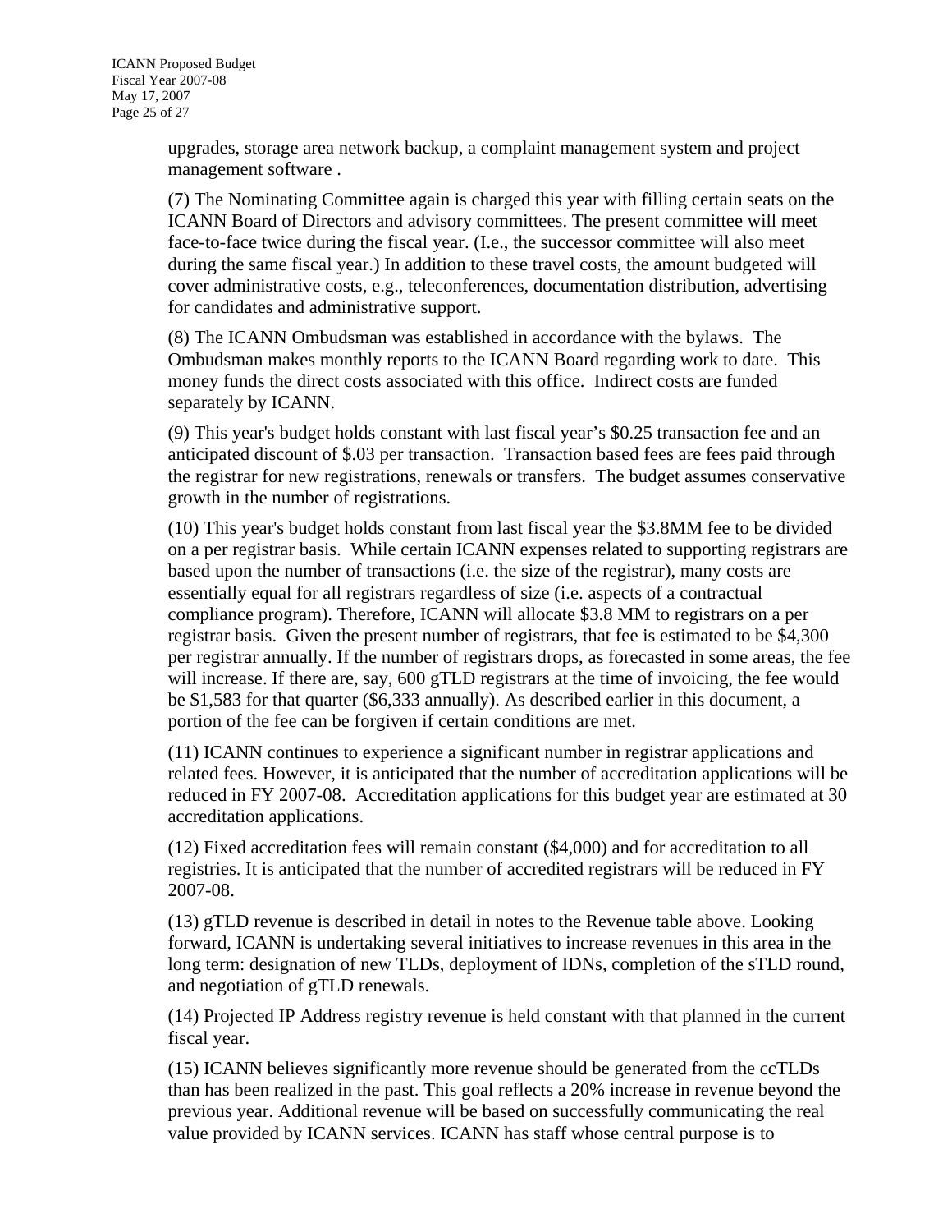upgrades, storage area network backup, a complaint management system and project management software .

(7) The Nominating Committee again is charged this year with filling certain seats on the ICANN Board of Directors and advisory committees. The present committee will meet face-to-face twice during the fiscal year. (I.e., the successor committee will also meet during the same fiscal year.) In addition to these travel costs, the amount budgeted will cover administrative costs, e.g., teleconferences, documentation distribution, advertising for candidates and administrative support.

(8) The ICANN Ombudsman was established in accordance with the bylaws. The Ombudsman makes monthly reports to the ICANN Board regarding work to date. This money funds the direct costs associated with this office. Indirect costs are funded separately by ICANN.

(9) This year's budget holds constant with last fiscal year's $0.25 transaction fee and an anticipated discount of $.03 per transaction. Transaction based fees are fees paid through the registrar for new registrations, renewals or transfers. The budget assumes conservative growth in the number of registrations.

(10) This year's budget holds constant from last fiscal year the $3.8MM fee to be divided on a per registrar basis. While certain ICANN expenses related to supporting registrars are based upon the number of transactions (i.e. the size of the registrar), many costs are essentially equal for all registrars regardless of size (i.e. aspects of a contractual compliance program). Therefore, ICANN will allocate $3.8 MM to registrars on a per registrar basis. Given the present number of registrars, that fee is estimated to be $4,300 per registrar annually. If the number of registrars drops, as forecasted in some areas, the fee will increase. If there are, say, 600 gTLD registrars at the time of invoicing, the fee would be $1,583 for that quarter ($6,333 annually). As described earlier in this document, a portion of the fee can be forgiven if certain conditions are met.

(11) ICANN continues to experience a significant number in registrar applications and related fees. However, it is anticipated that the number of accreditation applications will be reduced in FY 2007-08. Accreditation applications for this budget year are estimated at 30 accreditation applications.

(12) Fixed accreditation fees will remain constant ($4,000) and for accreditation to all registries. It is anticipated that the number of accredited registrars will be reduced in FY 2007-08.

(13) gTLD revenue is described in detail in notes to the Revenue table above. Looking forward, ICANN is undertaking several initiatives to increase revenues in this area in the long term: designation of new TLDs, deployment of IDNs, completion of the sTLD round, and negotiation of gTLD renewals.

(14) Projected IP Address registry revenue is held constant with that planned in the current fiscal year.

(15) ICANN believes significantly more revenue should be generated from the ccTLDs than has been realized in the past. This goal reflects a 20% increase in revenue beyond the previous year. Additional revenue will be based on successfully communicating the real value provided by ICANN services. ICANN has staff whose central purpose is to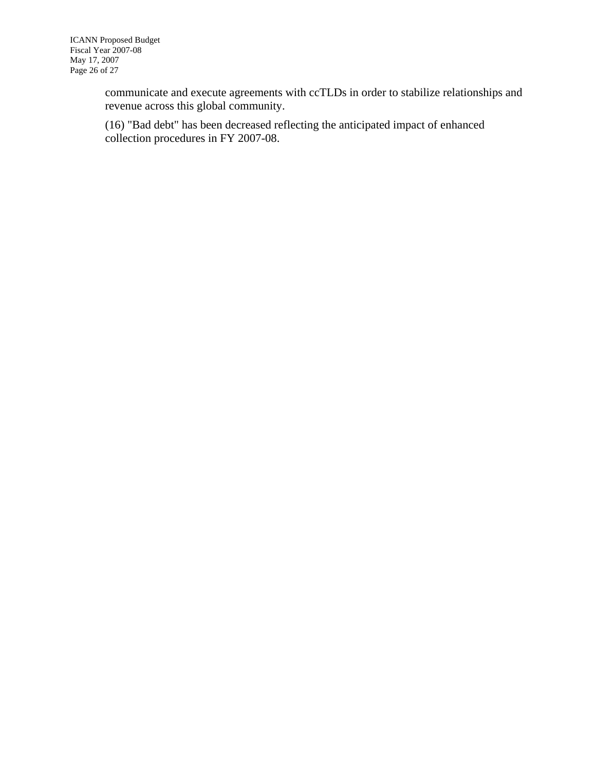communicate and execute agreements with ccTLDs in order to stabilize relationships and revenue across this global community.

(16) "Bad debt" has been decreased reflecting the anticipated impact of enhanced collection procedures in FY 2007-08.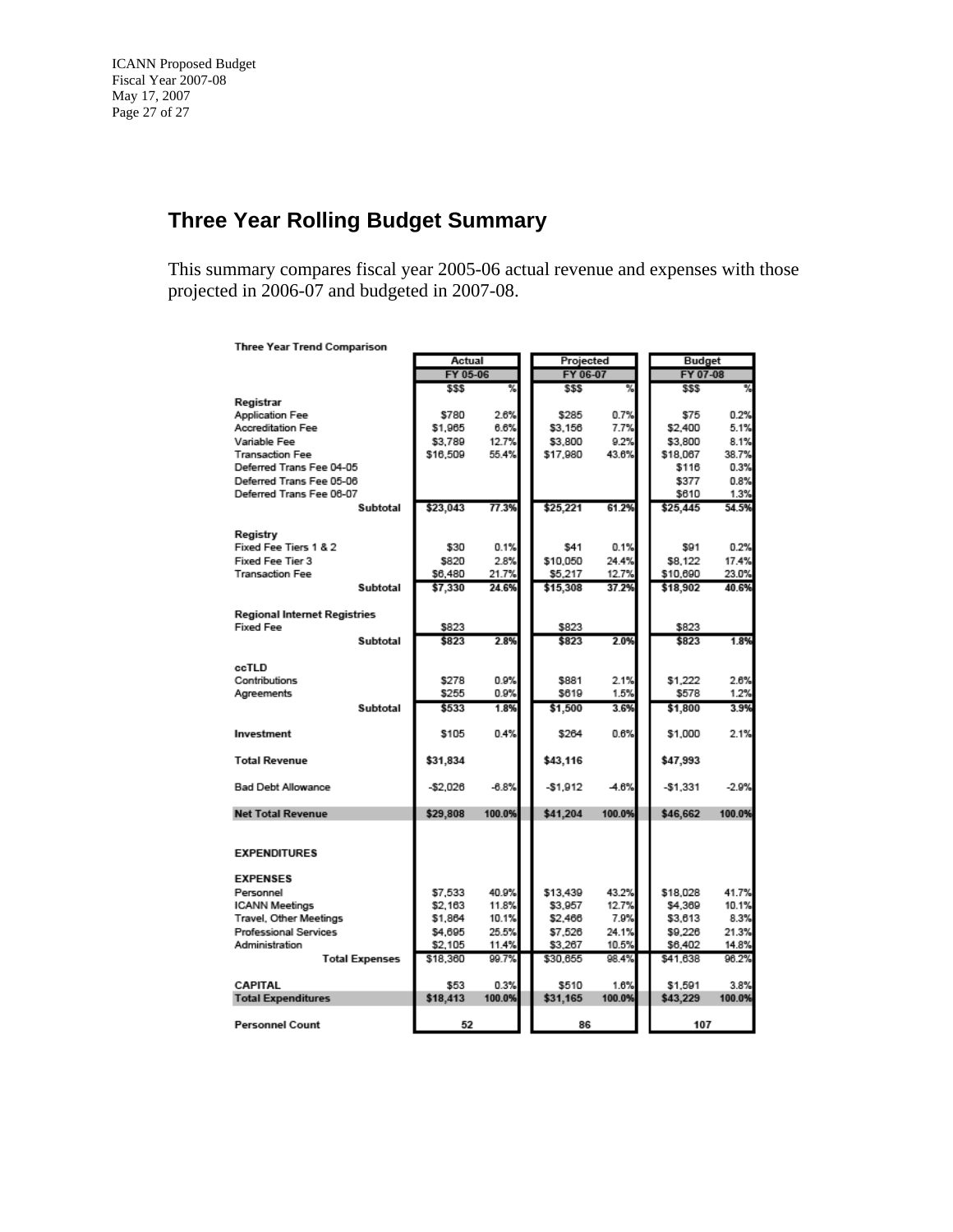## Three Year Rolling Budget Summary

This summary compares fiscal year 2005-06 actual revenue and expenses with those projected in 2006-07 and budgeted in 2007-08.

**Three Year Trend Comparison**

| | Actual | | Projected | | Budget | |
|---|---|---|---|---|---|---|
| | FY 05-06 | | FY 06-07 | | FY 07-08 | |
| | $$$ | % | $$$ | % | $$$ | % |
| **Registrar** | | | | | | |
| Application Fee | $780 | 2.6% | $285 | 0.7% | $75 | 0.2% |
| Accreditation Fee | $1,965 | 6.6% | $3,156 | 7.7% | $2,400 | 5.1% |
| Variable Fee | $3,789 | 12.7% | $3,800 | 9.2% | $3,800 | 8.1% |
| Transaction Fee | $16,509 | 55.4% | $17,980 | 43.6% | $18,067 | 38.7% |
| Deferred Trans Fee 04-05 | | | | | $116 | 0.3% |
| Deferred Trans Fee 05-06 | | | | | $377 | 0.8% |
| Deferred Trans Fee 06-07 | | | | | $610 | 1.3% |
| **Subtotal** | **$23,043** | **77.3%** | **$25,221** | **61.2%** | **$25,445** | **54.5%** |
| **Registry** | | | | | | |
| Fixed Fee Tiers 1 & 2 | $30 | 0.1% | $41 | 0.1% | $91 | 0.2% |
| Fixed Fee Tier 3 | $820 | 2.8% | $10,050 | 24.4% | $8,122 | 17.4% |
| Transaction Fee | $6,480 | 21.7% | $5,217 | 12.7% | $10,690 | 23.0% |
| **Subtotal** | **$7,330** | **24.6%** | **$15,308** | **37.2%** | **$18,902** | **40.6%** |
| **Regional Internet Registries** | | | | | | |
| Fixed Fee | $823 | | $823 | | $823 | |
| **Subtotal** | **$823** | **2.8%** | **$823** | **2.0%** | **$823** | **1.8%** |
| **ccTLD** | | | | | | |
| Contributions | $278 | 0.9% | $881 | 2.1% | $1,222 | 2.6% |
| Agreements | $255 | 0.9% | $619 | 1.5% | $578 | 1.2% |
| **Subtotal** | **$533** | **1.8%** | **$1,500** | **3.6%** | **$1,800** | **3.9%** |
| **Investment** | $105 | 0.4% | $264 | 0.6% | $1,000 | 2.1% |
| **Total Revenue** | **$31,834** | | **$43,116** | | **$47,993** | |
| Bad Debt Allowance | -$2,026 | -6.8% | -$1,912 | -4.6% | -$1,331 | -2.9% |
| **Net Total Revenue** | **$29,808** | **100.0%** | **$41,204** | **100.0%** | **$46,662** | **100.0%** |
| **EXPENDITURES** | | | | | | |
| **EXPENSES** | | | | | | |
| Personnel | $7,533 | 40.9% | $13,439 | 43.2% | $18,028 | 41.7% |
| ICANN Meetings | $2,163 | 11.8% | $3,957 | 12.7% | $4,369 | 10.1% |
| Travel, Other Meetings | $1,864 | 10.1% | $2,466 | 7.9% | $3,613 | 8.3% |
| Professional Services | $4,695 | 25.5% | $7,526 | 24.1% | $9,226 | 21.3% |
| Administration | $2,105 | 11.4% | $3,267 | 10.5% | $6,402 | 14.8% |
| **Total Expenses** | $18,360 | 99.7% | $30,655 | 98.4% | $41,638 | 96.2% |
| **CAPITAL** | $53 | 0.3% | $510 | 1.6% | $1,591 | 3.8% |
| **Total Expenditures** | **$18,413** | **100.0%** | **$31,165** | **100.0%** | **$43,229** | **100.0%** |
| **Personnel Count** | 52 | | 86 | | 107 | |